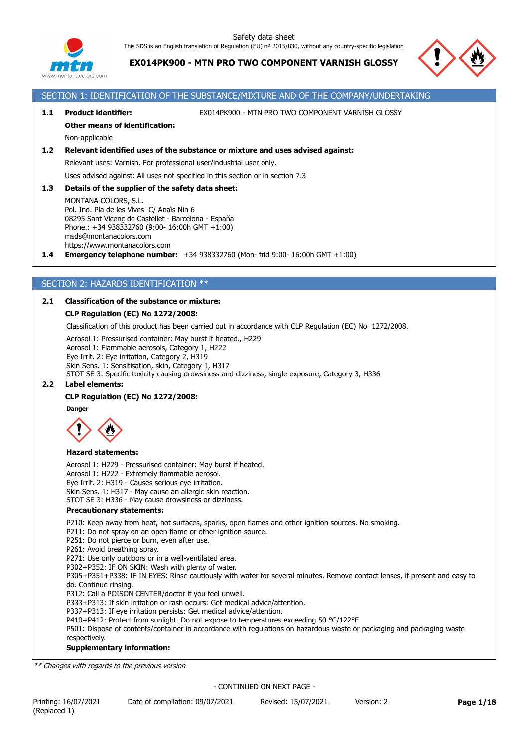Safety data sheet

This SDS is an English translation of Regulation (EU) nº 2015/830, without any country-specific legislation

**EX014PK900 - MTN PRO TWO COMPONENT VARNISH GLOSSY**

## SECTION 1: IDENTIFICATION OF THE SUBSTANCE/MIXTURE AND OF THE COMPANY/UNDERTAKING

**1.1 Product identifier:** EX014PK900 - MTN PRO TWO COMPONENT VARNISH GLOSSY

**Other means of identification:**

Non-applicable

**1.2 Relevant identified uses of the substance or mixture and uses advised against:**

Relevant uses: Varnish. For professional user/industrial user only.

Uses advised against: All uses not specified in this section or in section 7.3

**1.3 Details of the supplier of the safety data sheet:**

MONTANA COLORS, S.L.
Pol. Ind. Pla de les Vives C/ Anaïs Nin 6
08295 Sant Vicenç de Castellet - Barcelona - España
Phone.: +34 938332760 (9:00- 16:00h GMT +1:00)
msds@montanacolors.com
https://www.montanacolors.com

**1.4 Emergency telephone number:** +34 938332760 (Mon- frid 9:00- 16:00h GMT +1:00)

## SECTION 2: HAZARDS IDENTIFICATION **

**2.1 Classification of the substance or mixture:**

**CLP Regulation (EC) No 1272/2008:**

Classification of this product has been carried out in accordance with CLP Regulation (EC) No 1272/2008.

Aerosol 1: Pressurised container: May burst if heated., H229
Aerosol 1: Flammable aerosols, Category 1, H222
Eye Irrit. 2: Eye irritation, Category 2, H319
Skin Sens. 1: Sensitisation, skin, Category 1, H317
STOT SE 3: Specific toxicity causing drowsiness and dizziness, single exposure, Category 3, H336

**2.2 Label elements:**

**CLP Regulation (EC) No 1272/2008:**

**Danger**

**Hazard statements:**

Aerosol 1: H229 - Pressurised container: May burst if heated.
Aerosol 1: H222 - Extremely flammable aerosol.
Eye Irrit. 2: H319 - Causes serious eye irritation.
Skin Sens. 1: H317 - May cause an allergic skin reaction.
STOT SE 3: H336 - May cause drowsiness or dizziness.

**Precautionary statements:**

P210: Keep away from heat, hot surfaces, sparks, open flames and other ignition sources. No smoking.
P211: Do not spray on an open flame or other ignition source.
P251: Do not pierce or burn, even after use.
P261: Avoid breathing spray.
P271: Use only outdoors or in a well-ventilated area.
P302+P352: IF ON SKIN: Wash with plenty of water.
P305+P351+P338: IF IN EYES: Rinse cautiously with water for several minutes. Remove contact lenses, if present and easy to do. Continue rinsing.
P312: Call a POISON CENTER/doctor if you feel unwell.
P333+P313: If skin irritation or rash occurs: Get medical advice/attention.
P337+P313: If eye irritation persists: Get medical advice/attention.
P410+P412: Protect from sunlight. Do not expose to temperatures exceeding 50 °C/122°F
P501: Dispose of contents/container in accordance with regulations on hazardous waste or packaging and packaging waste respectively.

**Supplementary information:**

*** Changes with regards to the previous version*

- CONTINUED ON NEXT PAGE -

Printing: 16/07/2021 (Replaced 1) Date of compilation: 09/07/2021 Revised: 15/07/2021 Version: 2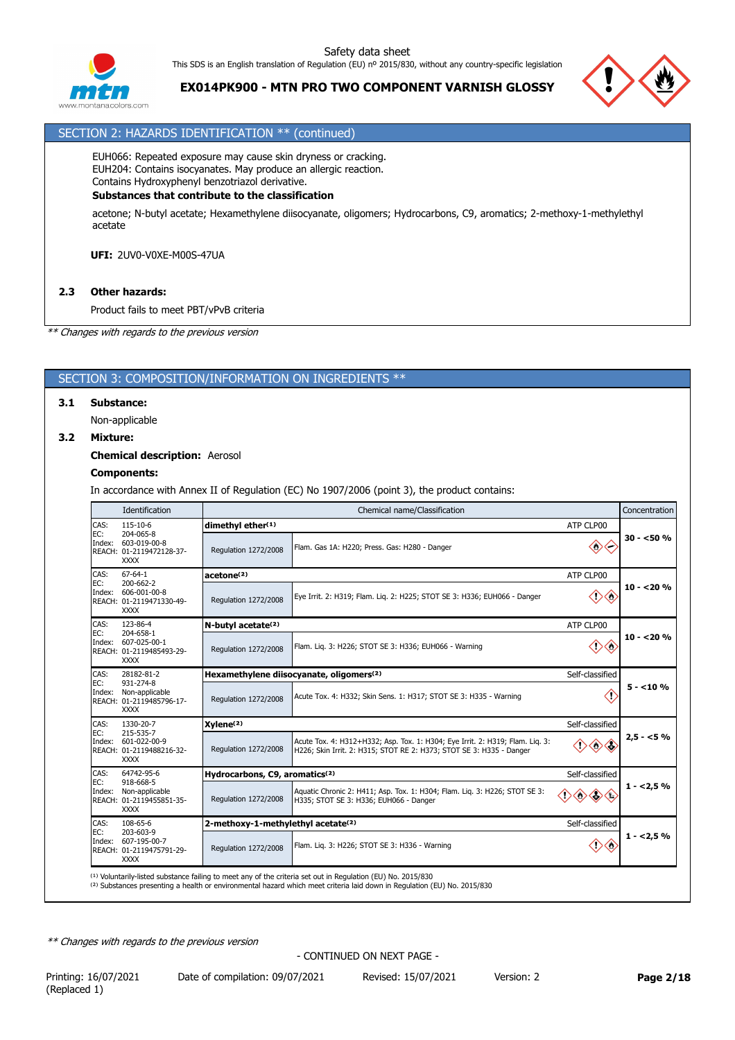## SECTION 2: HAZARDS IDENTIFICATION ** (continued)

EUH066: Repeated exposure may cause skin dryness or cracking.
EUH204: Contains isocyanates. May produce an allergic reaction.
Contains Hydroxyphenyl benzotriazol derivative.

**Substances that contribute to the classification**

acetone; N-butyl acetate; Hexamethylene diisocyanate, oligomers; Hydrocarbons, C9, aromatics; 2-methoxy-1-methylethyl acetate

**UFI:** 2UV0-V0XE-M00S-47UA

### 2.3 Other hazards:

Product fails to meet PBT/vPvB criteria

*** Changes with regards to the previous version*

## SECTION 3: COMPOSITION/INFORMATION ON INGREDIENTS **

### 3.1 Substance:

Non-applicable

### 3.2 Mixture:

**Chemical description:** Aerosol

**Components:**

In accordance with Annex II of Regulation (EC) No 1907/2006 (point 3), the product contains:

| Identification | Chemical name/Classification | | | Concentration |
|---|---|---|---|---|
| CAS: 115-10-6<br>EC: 204-065-8<br>Index: 603-019-00-8<br>REACH: 01-2119472128-37-XXXX | **dimethyl ether**(1) | | ATP CLP00 | 30 - <50 % |
| | Regulation 1272/2008 | Flam. Gas 1A: H220; Press. Gas: H280 - Danger | | |
| CAS: 67-64-1<br>EC: 200-662-2<br>Index: 606-001-00-8<br>REACH: 01-2119471330-49-XXXX | **acetone**(2) | | ATP CLP00 | 10 - <20 % |
| | Regulation 1272/2008 | Eye Irrit. 2: H319; Flam. Liq. 2: H225; STOT SE 3: H336; EUH066 - Danger | | |
| CAS: 123-86-4<br>EC: 204-658-1<br>Index: 607-025-00-1<br>REACH: 01-2119485493-29-XXXX | **N-butyl acetate**(2) | | ATP CLP00 | 10 - <20 % |
| | Regulation 1272/2008 | Flam. Liq. 3: H226; STOT SE 3: H336; EUH066 - Warning | | |
| CAS: 28182-81-2<br>EC: 931-274-8<br>Index: Non-applicable<br>REACH: 01-2119485796-17-XXXX | **Hexamethylene diisocyanate, oligomers**(2) | | Self-classified | 5 - <10 % |
| | Regulation 1272/2008 | Acute Tox. 4: H332; Skin Sens. 1: H317; STOT SE 3: H335 - Warning | | |
| CAS: 1330-20-7<br>EC: 215-535-7<br>Index: 601-022-00-9<br>REACH: 01-2119488216-32-XXXX | **Xylene**(2) | | Self-classified | 2,5 - <5 % |
| | Regulation 1272/2008 | Acute Tox. 4: H312+H332; Asp. Tox. 1: H304; Eye Irrit. 2: H319; Flam. Liq. 3: H226; Skin Irrit. 2: H315; STOT RE 2: H373; STOT SE 3: H335 - Danger | | |
| CAS: 64742-95-6<br>EC: 918-668-5<br>Index: Non-applicable<br>REACH: 01-2119455851-35-XXXX | **Hydrocarbons, C9, aromatics**(2) | | Self-classified | 1 - <2,5 % |
| | Regulation 1272/2008 | Aquatic Chronic 2: H411; Asp. Tox. 1: H304; Flam. Liq. 3: H226; STOT SE 3: H335; STOT SE 3: H336; EUH066 - Danger | | |
| CAS: 108-65-6<br>EC: 203-603-9<br>Index: 607-195-00-7<br>REACH: 01-2119475791-29-XXXX | **2-methoxy-1-methylethyl acetate**(2) | | Self-classified | 1 - <2,5 % |
| | Regulation 1272/2008 | Flam. Liq. 3: H226; STOT SE 3: H336 - Warning | | |

(1) Voluntarily-listed substance failing to meet any of the criteria set out in Regulation (EU) No. 2015/830
(2) Substances presenting a health or environmental hazard which meet criteria laid down in Regulation (EU) No. 2015/830

*** Changes with regards to the previous version*

- CONTINUED ON NEXT PAGE -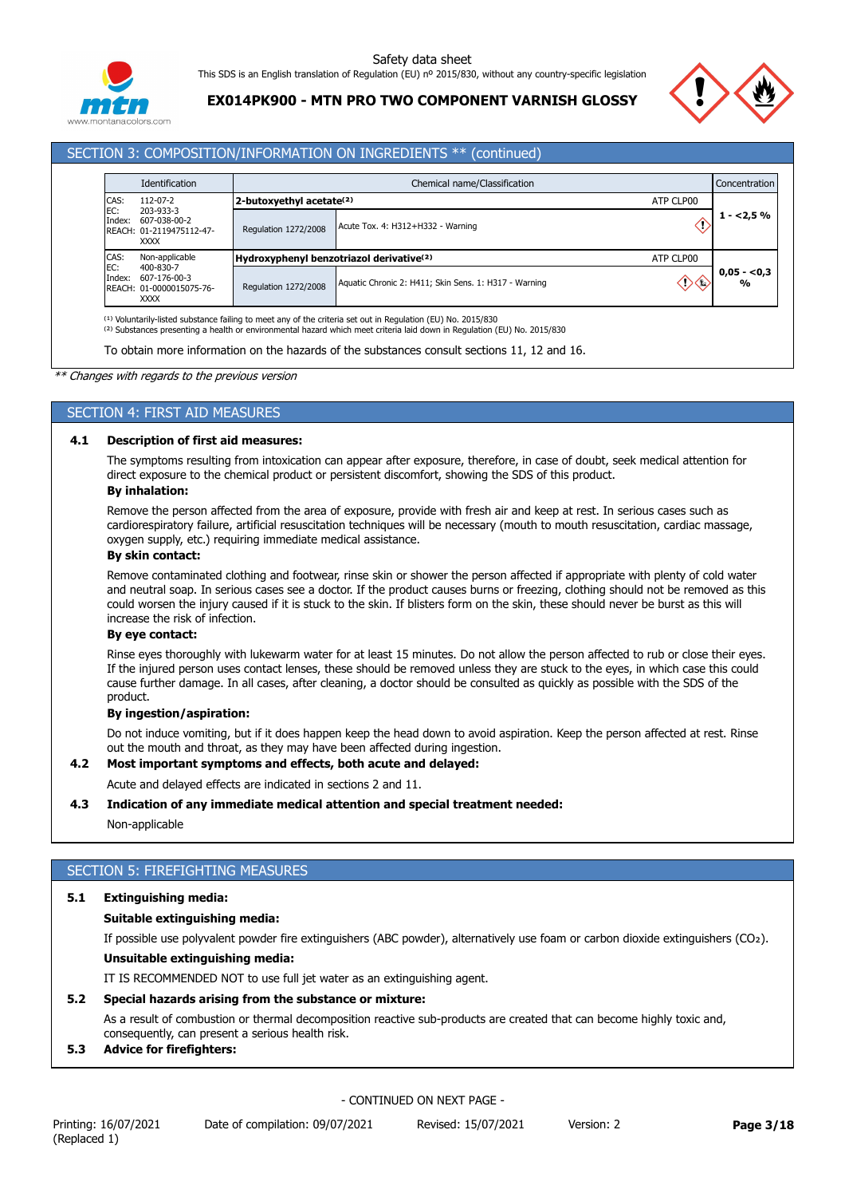## SECTION 3: COMPOSITION/INFORMATION ON INGREDIENTS ** (continued)

| Identification | Chemical name/Classification | | | Concentration |
|---|---|---|---|---|
| CAS: 112-07-2<br>EC: 203-933-3<br>Index: 607-038-00-2<br>REACH: 01-2119475112-47-XXXX | **2-butoxyethyl acetate**(2) | | ATP CLP00 | 1 - <2,5 % |
| | Regulation 1272/2008 | Acute Tox. 4: H312+H332 - Warning | | |
| CAS: Non-applicable<br>EC: 400-830-7<br>Index: 607-176-00-3<br>REACH: 01-0000015075-76-XXXX | **Hydroxyphenyl benzotriazol derivative**(2) | | ATP CLP00 | 0,05 - <0,3 % |
| | Regulation 1272/2008 | Aquatic Chronic 2: H411; Skin Sens. 1: H317 - Warning | | |

(1) Voluntarily-listed substance failing to meet any of the criteria set out in Regulation (EU) No. 2015/830
(2) Substances presenting a health or environmental hazard which meet criteria laid down in Regulation (EU) No. 2015/830

To obtain more information on the hazards of the substances consult sections 11, 12 and 16.

*** Changes with regards to the previous version*

## SECTION 4: FIRST AID MEASURES

### 4.1 Description of first aid measures:

The symptoms resulting from intoxication can appear after exposure, therefore, in case of doubt, seek medical attention for direct exposure to the chemical product or persistent discomfort, showing the SDS of this product.

**By inhalation:**

Remove the person affected from the area of exposure, provide with fresh air and keep at rest. In serious cases such as cardiorespiratory failure, artificial resuscitation techniques will be necessary (mouth to mouth resuscitation, cardiac massage, oxygen supply, etc.) requiring immediate medical assistance.

**By skin contact:**

Remove contaminated clothing and footwear, rinse skin or shower the person affected if appropriate with plenty of cold water and neutral soap. In serious cases see a doctor. If the product causes burns or freezing, clothing should not be removed as this could worsen the injury caused if it is stuck to the skin. If blisters form on the skin, these should never be burst as this will increase the risk of infection.

**By eye contact:**

Rinse eyes thoroughly with lukewarm water for at least 15 minutes. Do not allow the person affected to rub or close their eyes. If the injured person uses contact lenses, these should be removed unless they are stuck to the eyes, in which case this could cause further damage. In all cases, after cleaning, a doctor should be consulted as quickly as possible with the SDS of the product.

**By ingestion/aspiration:**

Do not induce vomiting, but if it does happen keep the head down to avoid aspiration. Keep the person affected at rest. Rinse out the mouth and throat, as they may have been affected during ingestion.

### 4.2 Most important symptoms and effects, both acute and delayed:

Acute and delayed effects are indicated in sections 2 and 11.

### 4.3 Indication of any immediate medical attention and special treatment needed:

Non-applicable

## SECTION 5: FIREFIGHTING MEASURES

### 5.1 Extinguishing media:

**Suitable extinguishing media:**

If possible use polyvalent powder fire extinguishers (ABC powder), alternatively use foam or carbon dioxide extinguishers ($CO_2$).

**Unsuitable extinguishing media:**

IT IS RECOMMENDED NOT to use full jet water as an extinguishing agent.

### 5.2 Special hazards arising from the substance or mixture:

As a result of combustion or thermal decomposition reactive sub-products are created that can become highly toxic and, consequently, can present a serious health risk.

### 5.3 Advice for firefighters:

- CONTINUED ON NEXT PAGE -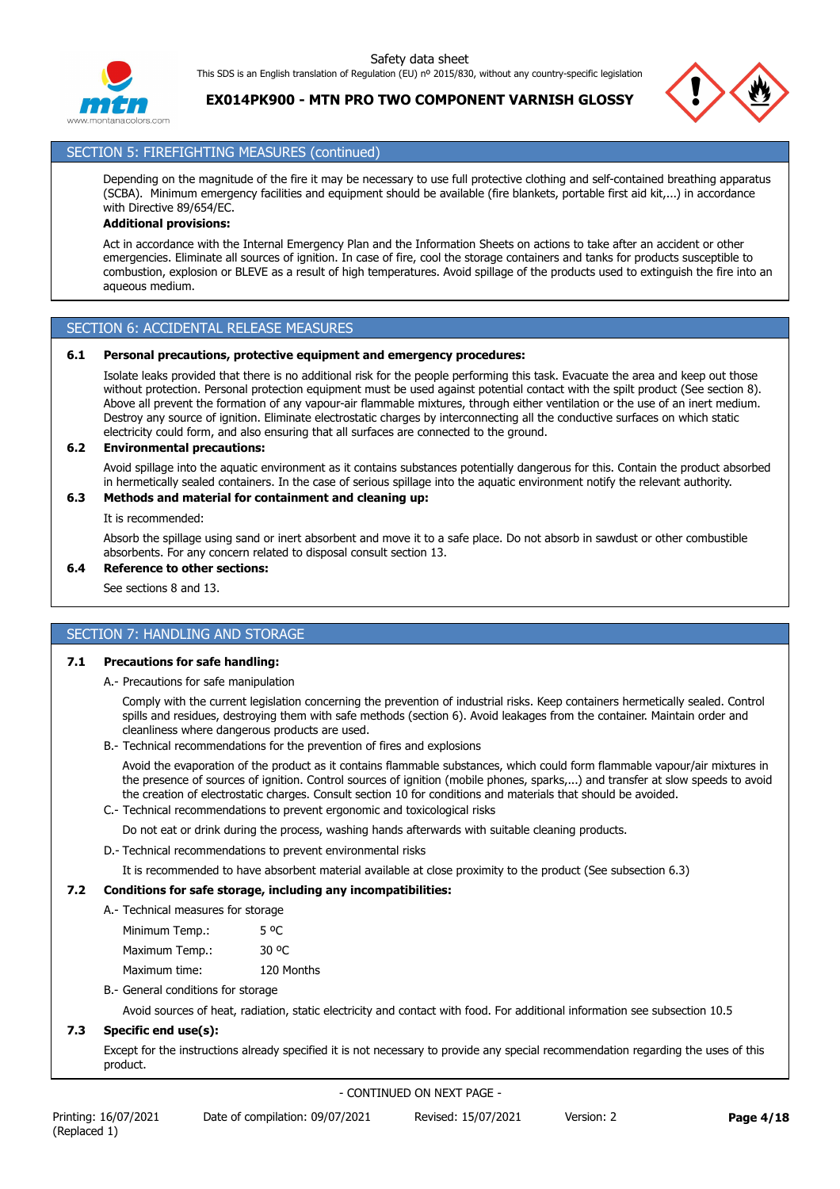## SECTION 5: FIREFIGHTING MEASURES (continued)

Depending on the magnitude of the fire it may be necessary to use full protective clothing and self-contained breathing apparatus (SCBA). Minimum emergency facilities and equipment should be available (fire blankets, portable first aid kit,...) in accordance with Directive 89/654/EC.

**Additional provisions:**

Act in accordance with the Internal Emergency Plan and the Information Sheets on actions to take after an accident or other emergencies. Eliminate all sources of ignition. In case of fire, cool the storage containers and tanks for products susceptible to combustion, explosion or BLEVE as a result of high temperatures. Avoid spillage of the products used to extinguish the fire into an aqueous medium.

## SECTION 6: ACCIDENTAL RELEASE MEASURES

**6.1 Personal precautions, protective equipment and emergency procedures:**

Isolate leaks provided that there is no additional risk for the people performing this task. Evacuate the area and keep out those without protection. Personal protection equipment must be used against potential contact with the spilt product (See section 8). Above all prevent the formation of any vapour-air flammable mixtures, through either ventilation or the use of an inert medium. Destroy any source of ignition. Eliminate electrostatic charges by interconnecting all the conductive surfaces on which static electricity could form, and also ensuring that all surfaces are connected to the ground.

**6.2 Environmental precautions:**

Avoid spillage into the aquatic environment as it contains substances potentially dangerous for this. Contain the product absorbed in hermetically sealed containers. In the case of serious spillage into the aquatic environment notify the relevant authority.

**6.3 Methods and material for containment and cleaning up:**

It is recommended:

Absorb the spillage using sand or inert absorbent and move it to a safe place. Do not absorb in sawdust or other combustible absorbents. For any concern related to disposal consult section 13.

**6.4 Reference to other sections:**

See sections 8 and 13.

## SECTION 7: HANDLING AND STORAGE

**7.1 Precautions for safe handling:**

A.- Precautions for safe manipulation

Comply with the current legislation concerning the prevention of industrial risks. Keep containers hermetically sealed. Control spills and residues, destroying them with safe methods (section 6). Avoid leakages from the container. Maintain order and cleanliness where dangerous products are used.

B.- Technical recommendations for the prevention of fires and explosions

Avoid the evaporation of the product as it contains flammable substances, which could form flammable vapour/air mixtures in the presence of sources of ignition. Control sources of ignition (mobile phones, sparks,...) and transfer at slow speeds to avoid the creation of electrostatic charges. Consult section 10 for conditions and materials that should be avoided.

C.- Technical recommendations to prevent ergonomic and toxicological risks

Do not eat or drink during the process, washing hands afterwards with suitable cleaning products.

D.- Technical recommendations to prevent environmental risks

It is recommended to have absorbent material available at close proximity to the product (See subsection 6.3)

**7.2 Conditions for safe storage, including any incompatibilities:**

A.- Technical measures for storage

| | |
|---|---|
| Minimum Temp.: | 5 ºC |
| Maximum Temp.: | 30 ºC |
| Maximum time: | 120 Months |

B.- General conditions for storage

Avoid sources of heat, radiation, static electricity and contact with food. For additional information see subsection 10.5

**7.3 Specific end use(s):**

Except for the instructions already specified it is not necessary to provide any special recommendation regarding the uses of this product.

- CONTINUED ON NEXT PAGE -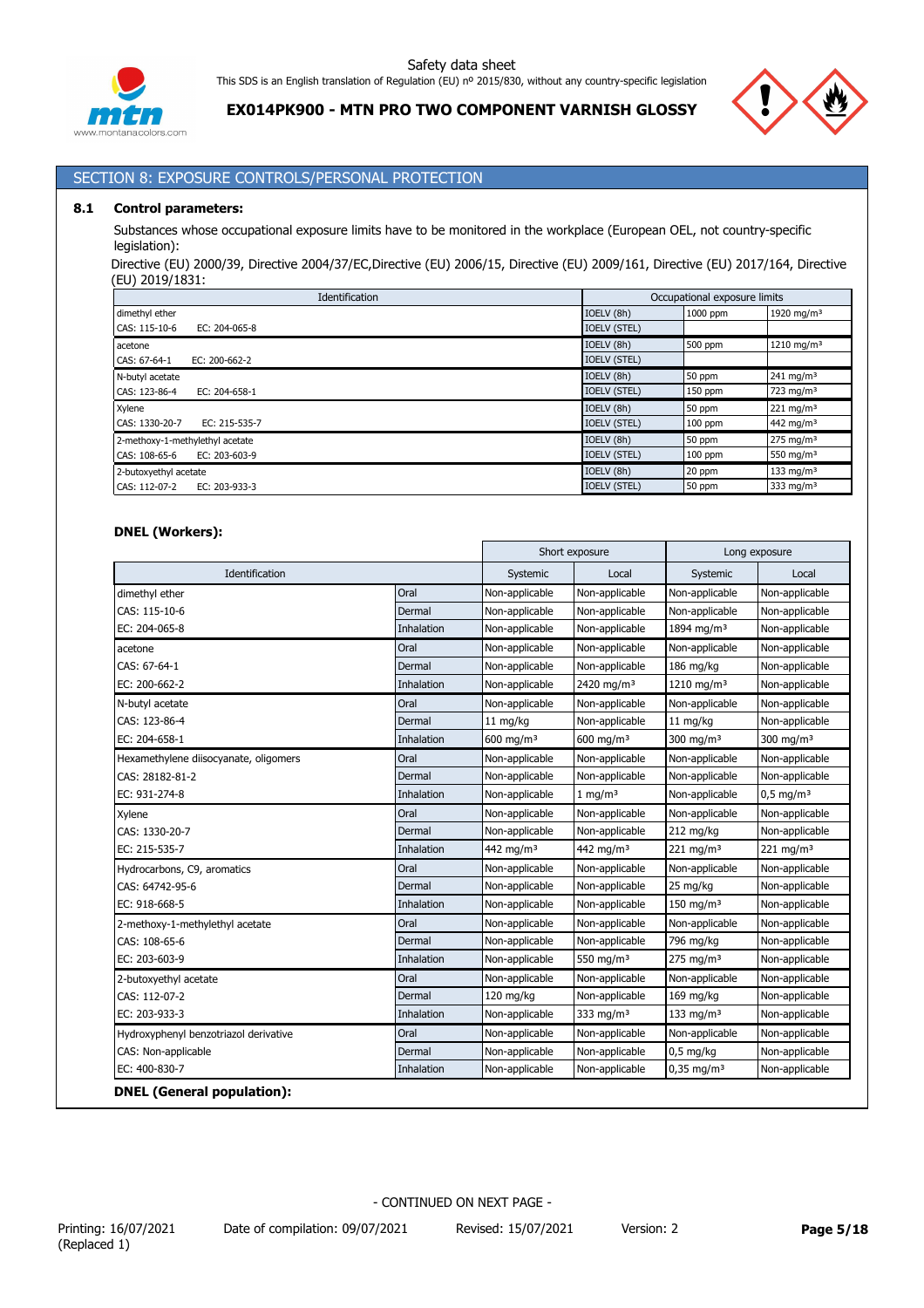## SECTION 8: EXPOSURE CONTROLS/PERSONAL PROTECTION

### 8.1 Control parameters:

Substances whose occupational exposure limits have to be monitored in the workplace (European OEL, not country-specific legislation):

Directive (EU) 2000/39, Directive 2004/37/EC,Directive (EU) 2006/15, Directive (EU) 2009/161, Directive (EU) 2017/164, Directive (EU) 2019/1831:

| Identification | Occupational exposure limits | | |
|---|---|---|---|
| dimethyl ether<br>CAS: 115-10-6 EC: 204-065-8 | IOELV (8h) | 1000 ppm | 1920 mg/m³ |
| | IOELV (STEL) | | |
| acetone<br>CAS: 67-64-1 EC: 200-662-2 | IOELV (8h) | 500 ppm | 1210 mg/m³ |
| | IOELV (STEL) | | |
| N-butyl acetate<br>CAS: 123-86-4 EC: 204-658-1 | IOELV (8h) | 50 ppm | 241 mg/m³ |
| | IOELV (STEL) | 150 ppm | 723 mg/m³ |
| Xylene<br>CAS: 1330-20-7 EC: 215-535-7 | IOELV (8h) | 50 ppm | 221 mg/m³ |
| | IOELV (STEL) | 100 ppm | 442 mg/m³ |
| 2-methoxy-1-methylethyl acetate<br>CAS: 108-65-6 EC: 203-603-9 | IOELV (8h) | 50 ppm | 275 mg/m³ |
| | IOELV (STEL) | 100 ppm | 550 mg/m³ |
| 2-butoxyethyl acetate<br>CAS: 112-07-2 EC: 203-933-3 | IOELV (8h) | 20 ppm | 133 mg/m³ |
| | IOELV (STEL) | 50 ppm | 333 mg/m³ |

**DNEL (Workers):**

| Identification | | Short exposure | | Long exposure | |
|---|---|---|---|---|---|
| | | Systemic | Local | Systemic | Local |
| dimethyl ether | Oral | Non-applicable | Non-applicable | Non-applicable | Non-applicable |
| CAS: 115-10-6 | Dermal | Non-applicable | Non-applicable | Non-applicable | Non-applicable |
| EC: 204-065-8 | Inhalation | Non-applicable | Non-applicable | 1894 mg/m³ | Non-applicable |
| acetone | Oral | Non-applicable | Non-applicable | Non-applicable | Non-applicable |
| CAS: 67-64-1 | Dermal | Non-applicable | Non-applicable | 186 mg/kg | Non-applicable |
| EC: 200-662-2 | Inhalation | Non-applicable | 2420 mg/m³ | 1210 mg/m³ | Non-applicable |
| N-butyl acetate | Oral | Non-applicable | Non-applicable | Non-applicable | Non-applicable |
| CAS: 123-86-4 | Dermal | 11 mg/kg | Non-applicable | 11 mg/kg | Non-applicable |
| EC: 204-658-1 | Inhalation | 600 mg/m³ | 600 mg/m³ | 300 mg/m³ | 300 mg/m³ |
| Hexamethylene diisocyanate, oligomers | Oral | Non-applicable | Non-applicable | Non-applicable | Non-applicable |
| CAS: 28182-81-2 | Dermal | Non-applicable | Non-applicable | Non-applicable | Non-applicable |
| EC: 931-274-8 | Inhalation | Non-applicable | 1 mg/m³ | Non-applicable | 0,5 mg/m³ |
| Xylene | Oral | Non-applicable | Non-applicable | Non-applicable | Non-applicable |
| CAS: 1330-20-7 | Dermal | Non-applicable | Non-applicable | 212 mg/kg | Non-applicable |
| EC: 215-535-7 | Inhalation | 442 mg/m³ | 442 mg/m³ | 221 mg/m³ | 221 mg/m³ |
| Hydrocarbons, C9, aromatics | Oral | Non-applicable | Non-applicable | Non-applicable | Non-applicable |
| CAS: 64742-95-6 | Dermal | Non-applicable | Non-applicable | 25 mg/kg | Non-applicable |
| EC: 918-668-5 | Inhalation | Non-applicable | Non-applicable | 150 mg/m³ | Non-applicable |
| 2-methoxy-1-methylethyl acetate | Oral | Non-applicable | Non-applicable | Non-applicable | Non-applicable |
| CAS: 108-65-6 | Dermal | Non-applicable | Non-applicable | 796 mg/kg | Non-applicable |
| EC: 203-603-9 | Inhalation | Non-applicable | 550 mg/m³ | 275 mg/m³ | Non-applicable |
| 2-butoxyethyl acetate | Oral | Non-applicable | Non-applicable | Non-applicable | Non-applicable |
| CAS: 112-07-2 | Dermal | 120 mg/kg | Non-applicable | 169 mg/kg | Non-applicable |
| EC: 203-933-3 | Inhalation | Non-applicable | 333 mg/m³ | 133 mg/m³ | Non-applicable |
| Hydroxyphenyl benzotriazol derivative | Oral | Non-applicable | Non-applicable | Non-applicable | Non-applicable |
| CAS: Non-applicable | Dermal | Non-applicable | Non-applicable | 0,5 mg/kg | Non-applicable |
| EC: 400-830-7 | Inhalation | Non-applicable | Non-applicable | 0,35 mg/m³ | Non-applicable |

**DNEL (General population):**

- CONTINUED ON NEXT PAGE -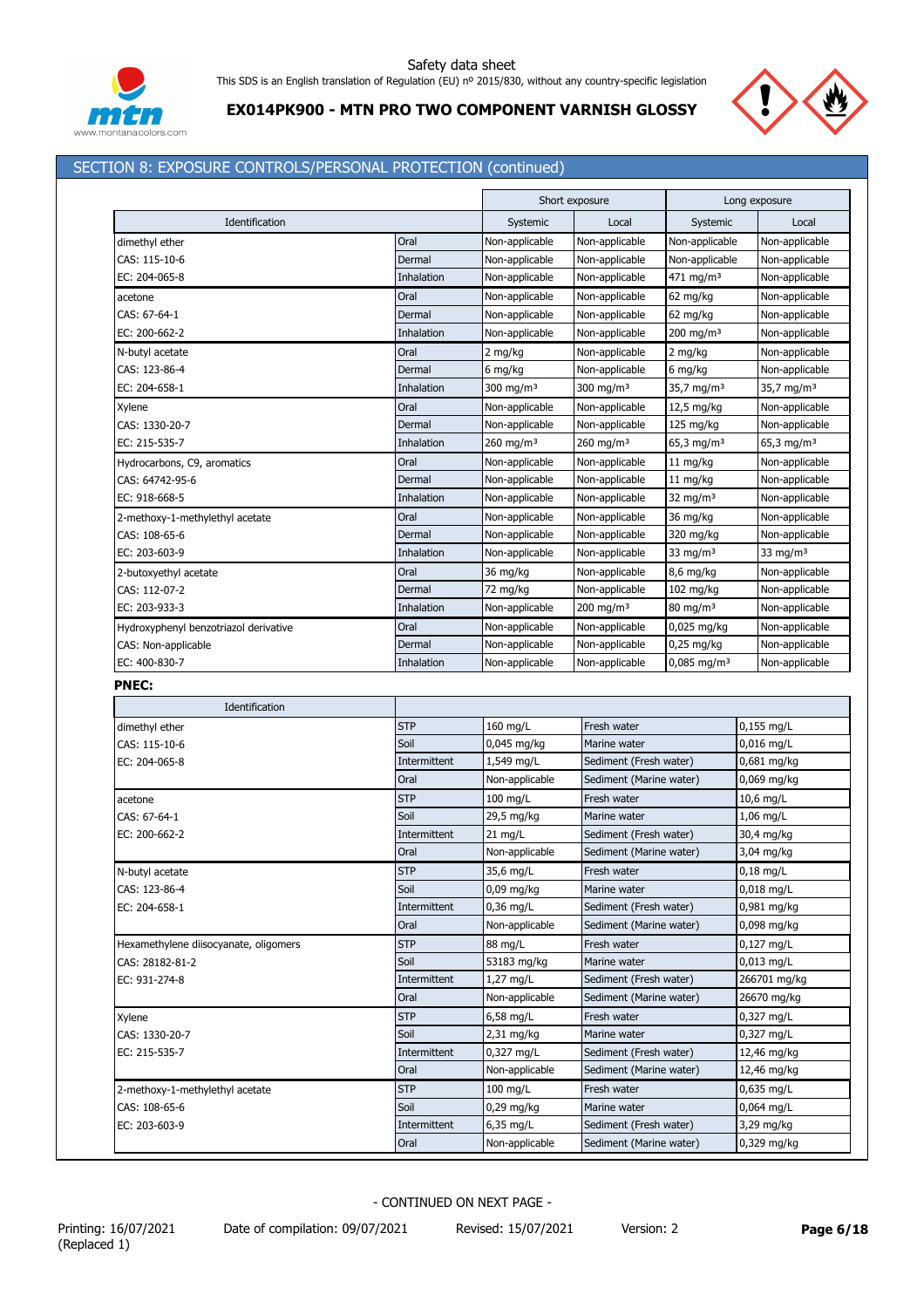## SECTION 8: EXPOSURE CONTROLS/PERSONAL PROTECTION (continued)

| Identification | | Short exposure | | Long exposure | |
|---|---|---|---|---|---|
| | | Systemic | Local | Systemic | Local |
| dimethyl ether | Oral | Non-applicable | Non-applicable | Non-applicable | Non-applicable |
| CAS: 115-10-6 | Dermal | Non-applicable | Non-applicable | Non-applicable | Non-applicable |
| EC: 204-065-8 | Inhalation | Non-applicable | Non-applicable | 471 mg/m³ | Non-applicable |
| acetone | Oral | Non-applicable | Non-applicable | 62 mg/kg | Non-applicable |
| CAS: 67-64-1 | Dermal | Non-applicable | Non-applicable | 62 mg/kg | Non-applicable |
| EC: 200-662-2 | Inhalation | Non-applicable | Non-applicable | 200 mg/m³ | Non-applicable |
| N-butyl acetate | Oral | 2 mg/kg | Non-applicable | 2 mg/kg | Non-applicable |
| CAS: 123-86-4 | Dermal | 6 mg/kg | Non-applicable | 6 mg/kg | Non-applicable |
| EC: 204-658-1 | Inhalation | 300 mg/m³ | 300 mg/m³ | 35,7 mg/m³ | 35,7 mg/m³ |
| Xylene | Oral | Non-applicable | Non-applicable | 12,5 mg/kg | Non-applicable |
| CAS: 1330-20-7 | Dermal | Non-applicable | Non-applicable | 125 mg/kg | Non-applicable |
| EC: 215-535-7 | Inhalation | 260 mg/m³ | 260 mg/m³ | 65,3 mg/m³ | 65,3 mg/m³ |
| Hydrocarbons, C9, aromatics | Oral | Non-applicable | Non-applicable | 11 mg/kg | Non-applicable |
| CAS: 64742-95-6 | Dermal | Non-applicable | Non-applicable | 11 mg/kg | Non-applicable |
| EC: 918-668-5 | Inhalation | Non-applicable | Non-applicable | 32 mg/m³ | Non-applicable |
| 2-methoxy-1-methylethyl acetate | Oral | Non-applicable | Non-applicable | 36 mg/kg | Non-applicable |
| CAS: 108-65-6 | Dermal | Non-applicable | Non-applicable | 320 mg/kg | Non-applicable |
| EC: 203-603-9 | Inhalation | Non-applicable | Non-applicable | 33 mg/m³ | 33 mg/m³ |
| 2-butoxyethyl acetate | Oral | 36 mg/kg | Non-applicable | 8,6 mg/kg | Non-applicable |
| CAS: 112-07-2 | Dermal | 72 mg/kg | Non-applicable | 102 mg/kg | Non-applicable |
| EC: 203-933-3 | Inhalation | Non-applicable | 200 mg/m³ | 80 mg/m³ | Non-applicable |
| Hydroxyphenyl benzotriazol derivative | Oral | Non-applicable | Non-applicable | 0,025 mg/kg | Non-applicable |
| CAS: Non-applicable | Dermal | Non-applicable | Non-applicable | 0,25 mg/kg | Non-applicable |
| EC: 400-830-7 | Inhalation | Non-applicable | Non-applicable | 0,085 mg/m³ | Non-applicable |

**PNEC:**

| Identification | | | | |
|---|---|---|---|---|
| dimethyl ether | STP | 160 mg/L | Fresh water | 0,155 mg/L |
| CAS: 115-10-6 | Soil | 0,045 mg/kg | Marine water | 0,016 mg/L |
| EC: 204-065-8 | Intermittent | 1,549 mg/L | Sediment (Fresh water) | 0,681 mg/kg |
| | Oral | Non-applicable | Sediment (Marine water) | 0,069 mg/kg |
| acetone | STP | 100 mg/L | Fresh water | 10,6 mg/L |
| CAS: 67-64-1 | Soil | 29,5 mg/kg | Marine water | 1,06 mg/L |
| EC: 200-662-2 | Intermittent | 21 mg/L | Sediment (Fresh water) | 30,4 mg/kg |
| | Oral | Non-applicable | Sediment (Marine water) | 3,04 mg/kg |
| N-butyl acetate | STP | 35,6 mg/L | Fresh water | 0,18 mg/L |
| CAS: 123-86-4 | Soil | 0,09 mg/kg | Marine water | 0,018 mg/L |
| EC: 204-658-1 | Intermittent | 0,36 mg/L | Sediment (Fresh water) | 0,981 mg/kg |
| | Oral | Non-applicable | Sediment (Marine water) | 0,098 mg/kg |
| Hexamethylene diisocyanate, oligomers | STP | 88 mg/L | Fresh water | 0,127 mg/L |
| CAS: 28182-81-2 | Soil | 53183 mg/kg | Marine water | 0,013 mg/L |
| EC: 931-274-8 | Intermittent | 1,27 mg/L | Sediment (Fresh water) | 266701 mg/kg |
| | Oral | Non-applicable | Sediment (Marine water) | 26670 mg/kg |
| Xylene | STP | 6,58 mg/L | Fresh water | 0,327 mg/L |
| CAS: 1330-20-7 | Soil | 2,31 mg/kg | Marine water | 0,327 mg/L |
| EC: 215-535-7 | Intermittent | 0,327 mg/L | Sediment (Fresh water) | 12,46 mg/kg |
| | Oral | Non-applicable | Sediment (Marine water) | 12,46 mg/kg |
| 2-methoxy-1-methylethyl acetate | STP | 100 mg/L | Fresh water | 0,635 mg/L |
| CAS: 108-65-6 | Soil | 0,29 mg/kg | Marine water | 0,064 mg/L |
| EC: 203-603-9 | Intermittent | 6,35 mg/L | Sediment (Fresh water) | 3,29 mg/kg |
| | Oral | Non-applicable | Sediment (Marine water) | 0,329 mg/kg |

- CONTINUED ON NEXT PAGE -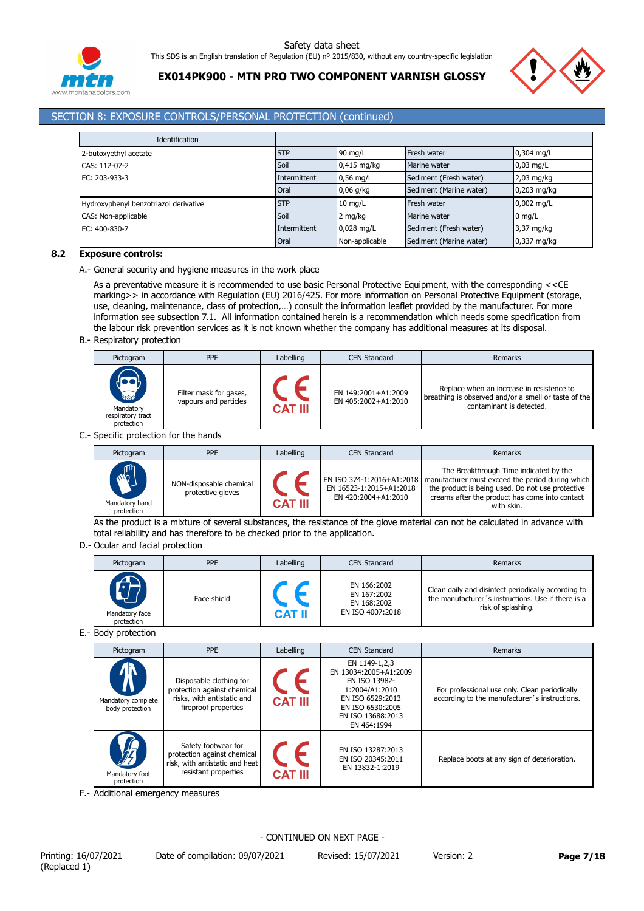## SECTION 8: EXPOSURE CONTROLS/PERSONAL PROTECTION (continued)

| Identification | | | | |
|---|---|---|---|---|
| 2-butoxyethyl acetate | STP | 90 mg/L | Fresh water | 0,304 mg/L |
| CAS: 112-07-2 | Soil | 0,415 mg/kg | Marine water | 0,03 mg/L |
| EC: 203-933-3 | Intermittent | 0,56 mg/L | Sediment (Fresh water) | 2,03 mg/kg |
| | Oral | 0,06 g/kg | Sediment (Marine water) | 0,203 mg/kg |
| Hydroxyphenyl benzotriazol derivative | STP | 10 mg/L | Fresh water | 0,002 mg/L |
| CAS: Non-applicable | Soil | 2 mg/kg | Marine water | 0 mg/L |
| EC: 400-830-7 | Intermittent | 0,028 mg/L | Sediment (Fresh water) | 3,37 mg/kg |
| | Oral | Non-applicable | Sediment (Marine water) | 0,337 mg/kg |

### 8.2 Exposure controls:

A.- General security and hygiene measures in the work place

As a preventative measure it is recommended to use basic Personal Protective Equipment, with the corresponding <<CE marking>> in accordance with Regulation (EU) 2016/425. For more information on Personal Protective Equipment (storage, use, cleaning, maintenance, class of protection,…) consult the information leaflet provided by the manufacturer. For more information see subsection 7.1. All information contained herein is a recommendation which needs some specification from the labour risk prevention services as it is not known whether the company has additional measures at its disposal.

B.- Respiratory protection

| Pictogram | PPE | Labelling | CEN Standard | Remarks |
|---|---|---|---|---|
| Mandatory respiratory tract protection | Filter mask for gases, vapours and particles | CE CAT III | EN 149:2001+A1:2009<br>EN 405:2002+A1:2010 | Replace when an increase in resistence to breathing is observed and/or a smell or taste of the contaminant is detected. |

C.- Specific protection for the hands

| Pictogram | PPE | Labelling | CEN Standard | Remarks |
|---|---|---|---|---|
| Mandatory hand protection | NON-disposable chemical protective gloves | CE CAT III | EN ISO 374-1:2016+A1:2018<br>EN 16523-1:2015+A1:2018<br>EN 420:2004+A1:2010 | The Breakthrough Time indicated by the manufacturer must exceed the period during which the product is being used. Do not use protective creams after the product has come into contact with skin. |

As the product is a mixture of several substances, the resistance of the glove material can not be calculated in advance with total reliability and has therefore to be checked prior to the application.

D.- Ocular and facial protection

| Pictogram | PPE | Labelling | CEN Standard | Remarks |
|---|---|---|---|---|
| Mandatory face protection | Face shield | CE CAT II | EN 166:2002<br>EN 167:2002<br>EN 168:2002<br>EN ISO 4007:2018 | Clean daily and disinfect periodically according to the manufacturer´s instructions. Use if there is a risk of splashing. |

E.- Body protection

| Pictogram | PPE | Labelling | CEN Standard | Remarks |
|---|---|---|---|---|
| Mandatory complete body protection | Disposable clothing for protection against chemical risks, with antistatic and fireproof properties | CE CAT III | EN 1149-1,2,3<br>EN 13034:2005+A1:2009<br>EN ISO 13982-1:2004/A1:2010<br>EN ISO 6529:2013<br>EN ISO 6530:2005<br>EN ISO 13688:2013<br>EN 464:1994 | For professional use only. Clean periodically according to the manufacturer´s instructions. |
| Mandatory foot protection | Safety footwear for protection against chemical risk, with antistatic and heat resistant properties | CE CAT III | EN ISO 13287:2013<br>EN ISO 20345:2011<br>EN 13832-1:2019 | Replace boots at any sign of deterioration. |

F.- Additional emergency measures

- CONTINUED ON NEXT PAGE -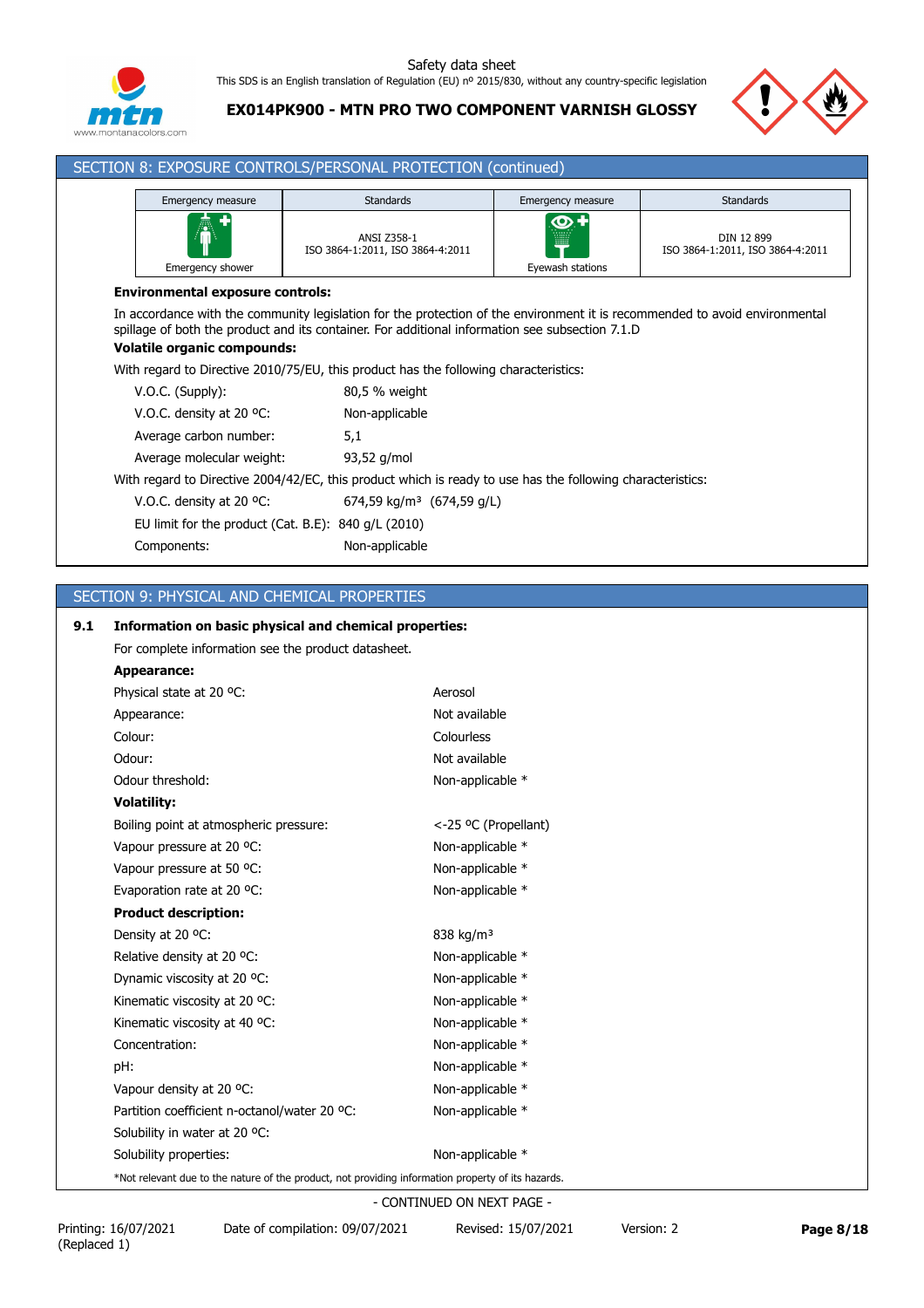## SECTION 8: EXPOSURE CONTROLS/PERSONAL PROTECTION (continued)

| Emergency measure | Standards | Emergency measure | Standards |
|---|---|---|---|
| Emergency shower | ANSI Z358-1<br>ISO 3864-1:2011, ISO 3864-4:2011 | Eyewash stations | DIN 12 899<br>ISO 3864-1:2011, ISO 3864-4:2011 |

**Environmental exposure controls:**

In accordance with the community legislation for the protection of the environment it is recommended to avoid environmental spillage of both the product and its container. For additional information see subsection 7.1.D

**Volatile organic compounds:**

With regard to Directive 2010/75/EU, this product has the following characteristics:

| | |
|---|---|
| V.O.C. (Supply): | 80,5 % weight |
| V.O.C. density at 20 ºC: | Non-applicable |
| Average carbon number: | 5,1 |
| Average molecular weight: | 93,52 g/mol |

With regard to Directive 2004/42/EC, this product which is ready to use has the following characteristics:

| | |
|---|---|
| V.O.C. density at 20 ºC: | 674,59 kg/m³ (674,59 g/L) |
| EU limit for the product (Cat. B.E): | 840 g/L (2010) |
| Components: | Non-applicable |

## SECTION 9: PHYSICAL AND CHEMICAL PROPERTIES

### 9.1 Information on basic physical and chemical properties:

For complete information see the product datasheet.

**Appearance:**

| | |
|---|---|
| Physical state at 20 ºC: | Aerosol |
| Appearance: | Not available |
| Colour: | Colourless |
| Odour: | Not available |
| Odour threshold: | Non-applicable * |

**Volatility:**

| | |
|---|---|
| Boiling point at atmospheric pressure: | <-25 ºC (Propellant) |
| Vapour pressure at 20 ºC: | Non-applicable * |
| Vapour pressure at 50 ºC: | Non-applicable * |
| Evaporation rate at 20 ºC: | Non-applicable * |

**Product description:**

| | |
|---|---|
| Density at 20 ºC: | 838 kg/m³ |
| Relative density at 20 ºC: | Non-applicable * |
| Dynamic viscosity at 20 ºC: | Non-applicable * |
| Kinematic viscosity at 20 ºC: | Non-applicable * |
| Kinematic viscosity at 40 ºC: | Non-applicable * |
| Concentration: | Non-applicable * |
| pH: | Non-applicable * |
| Vapour density at 20 ºC: | Non-applicable * |
| Partition coefficient n-octanol/water 20 ºC: | Non-applicable * |
| Solubility in water at 20 ºC: | |
| Solubility properties: | Non-applicable * |

*Not relevant due to the nature of the product, not providing information property of its hazards.

- CONTINUED ON NEXT PAGE -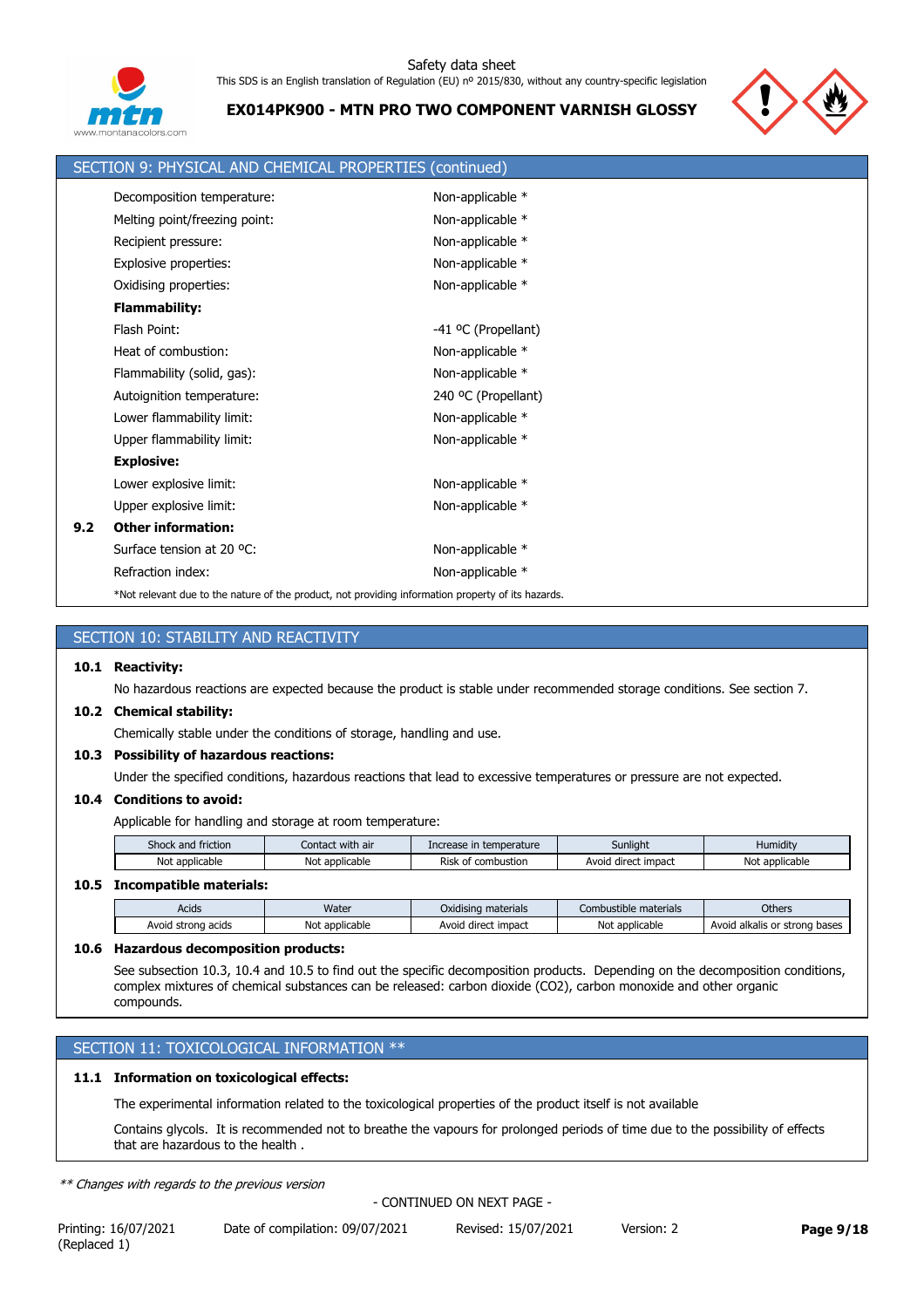## SECTION 9: PHYSICAL AND CHEMICAL PROPERTIES (continued)

| | |
|---|---|
| Decomposition temperature: | Non-applicable * |
| Melting point/freezing point: | Non-applicable * |
| Recipient pressure: | Non-applicable * |
| Explosive properties: | Non-applicable * |
| Oxidising properties: | Non-applicable * |
| **Flammability:** | |
| Flash Point: | -41 ºC (Propellant) |
| Heat of combustion: | Non-applicable * |
| Flammability (solid, gas): | Non-applicable * |
| Autoignition temperature: | 240 ºC (Propellant) |
| Lower flammability limit: | Non-applicable * |
| Upper flammability limit: | Non-applicable * |
| **Explosive:** | |
| Lower explosive limit: | Non-applicable * |
| Upper explosive limit: | Non-applicable * |

**9.2 Other information:**

| | |
|---|---|
| Surface tension at 20 ºC: | Non-applicable * |
| Refraction index: | Non-applicable * |

*Not relevant due to the nature of the product, not providing information property of its hazards.

## SECTION 10: STABILITY AND REACTIVITY

**10.1 Reactivity:**

No hazardous reactions are expected because the product is stable under recommended storage conditions. See section 7.

**10.2 Chemical stability:**

Chemically stable under the conditions of storage, handling and use.

**10.3 Possibility of hazardous reactions:**

Under the specified conditions, hazardous reactions that lead to excessive temperatures or pressure are not expected.

**10.4 Conditions to avoid:**

Applicable for handling and storage at room temperature:

| Shock and friction | Contact with air | Increase in temperature | Sunlight | Humidity |
|---|---|---|---|---|
| Not applicable | Not applicable | Risk of combustion | Avoid direct impact | Not applicable |

**10.5 Incompatible materials:**

| Acids | Water | Oxidising materials | Combustible materials | Others |
|---|---|---|---|---|
| Avoid strong acids | Not applicable | Avoid direct impact | Not applicable | Avoid alkalis or strong bases |

**10.6 Hazardous decomposition products:**

See subsection 10.3, 10.4 and 10.5 to find out the specific decomposition products. Depending on the decomposition conditions, complex mixtures of chemical substances can be released: carbon dioxide ($CO_2$), carbon monoxide and other organic compounds.

## SECTION 11: TOXICOLOGICAL INFORMATION **

**11.1 Information on toxicological effects:**

The experimental information related to the toxicological properties of the product itself is not available

Contains glycols. It is recommended not to breathe the vapours for prolonged periods of time due to the possibility of effects that are hazardous to the health .

*** Changes with regards to the previous version*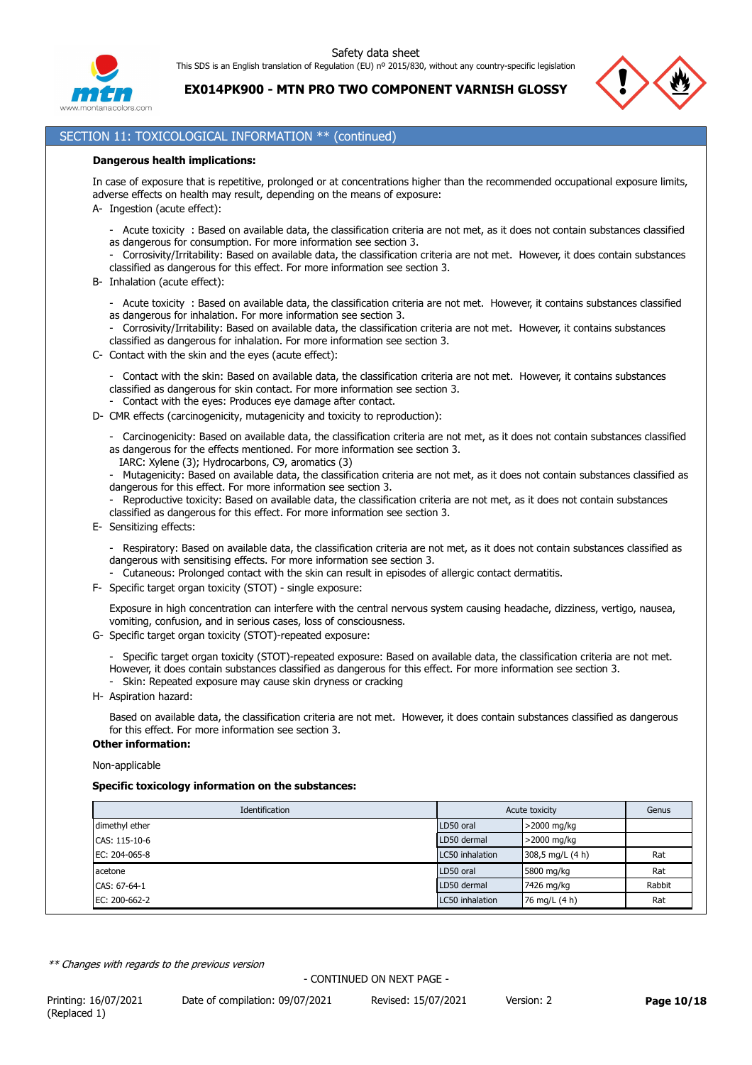## SECTION 11: TOXICOLOGICAL INFORMATION ** (continued)

**Dangerous health implications:**

In case of exposure that is repetitive, prolonged or at concentrations higher than the recommended occupational exposure limits, adverse effects on health may result, depending on the means of exposure:

A- Ingestion (acute effect):

- Acute toxicity : Based on available data, the classification criteria are not met, as it does not contain substances classified as dangerous for consumption. For more information see section 3.
- Corrosivity/Irritability: Based on available data, the classification criteria are not met. However, it does contain substances classified as dangerous for this effect. For more information see section 3.

B- Inhalation (acute effect):

- Acute toxicity : Based on available data, the classification criteria are not met. However, it contains substances classified as dangerous for inhalation. For more information see section 3.
- Corrosivity/Irritability: Based on available data, the classification criteria are not met. However, it contains substances classified as dangerous for inhalation. For more information see section 3.

C- Contact with the skin and the eyes (acute effect):

- Contact with the skin: Based on available data, the classification criteria are not met. However, it contains substances classified as dangerous for skin contact. For more information see section 3.
- Contact with the eyes: Produces eye damage after contact.

D- CMR effects (carcinogenicity, mutagenicity and toxicity to reproduction):

- Carcinogenicity: Based on available data, the classification criteria are not met, as it does not contain substances classified as dangerous for the effects mentioned. For more information see section 3.
  IARC: Xylene (3); Hydrocarbons, C9, aromatics (3)
- Mutagenicity: Based on available data, the classification criteria are not met, as it does not contain substances classified as dangerous for this effect. For more information see section 3.
- Reproductive toxicity: Based on available data, the classification criteria are not met, as it does not contain substances classified as dangerous for this effect. For more information see section 3.

E- Sensitizing effects:

- Respiratory: Based on available data, the classification criteria are not met, as it does not contain substances classified as dangerous with sensitising effects. For more information see section 3.
- Cutaneous: Prolonged contact with the skin can result in episodes of allergic contact dermatitis.

F- Specific target organ toxicity (STOT) - single exposure:

Exposure in high concentration can interfere with the central nervous system causing headache, dizziness, vertigo, nausea, vomiting, confusion, and in serious cases, loss of consciousness.

G- Specific target organ toxicity (STOT)-repeated exposure:

- Specific target organ toxicity (STOT)-repeated exposure: Based on available data, the classification criteria are not met. However, it does contain substances classified as dangerous for this effect. For more information see section 3.
- Skin: Repeated exposure may cause skin dryness or cracking

H- Aspiration hazard:

Based on available data, the classification criteria are not met. However, it does contain substances classified as dangerous for this effect. For more information see section 3.

**Other information:**

Non-applicable

**Specific toxicology information on the substances:**

| Identification | Acute toxicity | | Genus |
|---|---|---|---|
| dimethyl ether | LD50 oral | >2000 mg/kg | |
| CAS: 115-10-6 | LD50 dermal | >2000 mg/kg | |
| EC: 204-065-8 | LC50 inhalation | 308,5 mg/L (4 h) | Rat |
| acetone | LD50 oral | 5800 mg/kg | Rat |
| CAS: 67-64-1 | LD50 dermal | 7426 mg/kg | Rabbit |
| EC: 200-662-2 | LC50 inhalation | 76 mg/L (4 h) | Rat |

*** Changes with regards to the previous version*

- CONTINUED ON NEXT PAGE -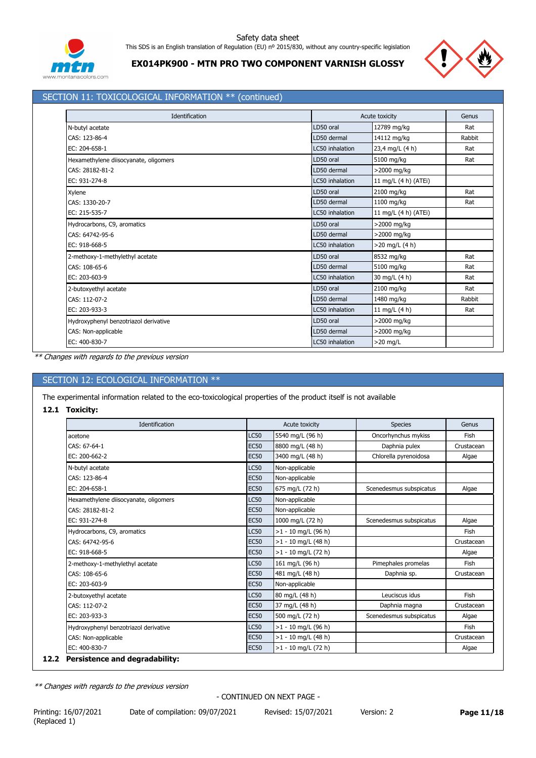## SECTION 11: TOXICOLOGICAL INFORMATION ** (continued)

| Identification | Acute toxicity | | Genus |
|---|---|---|---|
| N-butyl acetate | LD50 oral | 12789 mg/kg | Rat |
| CAS: 123-86-4 | LD50 dermal | 14112 mg/kg | Rabbit |
| EC: 204-658-1 | LC50 inhalation | 23,4 mg/L (4 h) | Rat |
| Hexamethylene diisocyanate, oligomers | LD50 oral | 5100 mg/kg | Rat |
| CAS: 28182-81-2 | LD50 dermal | >2000 mg/kg | |
| EC: 931-274-8 | LC50 inhalation | 11 mg/L (4 h) (ATEi) | |
| Xylene | LD50 oral | 2100 mg/kg | Rat |
| CAS: 1330-20-7 | LD50 dermal | 1100 mg/kg | Rat |
| EC: 215-535-7 | LC50 inhalation | 11 mg/L (4 h) (ATEi) | |
| Hydrocarbons, C9, aromatics | LD50 oral | >2000 mg/kg | |
| CAS: 64742-95-6 | LD50 dermal | >2000 mg/kg | |
| EC: 918-668-5 | LC50 inhalation | >20 mg/L (4 h) | |
| 2-methoxy-1-methylethyl acetate | LD50 oral | 8532 mg/kg | Rat |
| CAS: 108-65-6 | LD50 dermal | 5100 mg/kg | Rat |
| EC: 203-603-9 | LC50 inhalation | 30 mg/L (4 h) | Rat |
| 2-butoxyethyl acetate | LD50 oral | 2100 mg/kg | Rat |
| CAS: 112-07-2 | LD50 dermal | 1480 mg/kg | Rabbit |
| EC: 203-933-3 | LC50 inhalation | 11 mg/L (4 h) | Rat |
| Hydroxyphenyl benzotriazol derivative | LD50 oral | >2000 mg/kg | |
| CAS: Non-applicable | LD50 dermal | >2000 mg/kg | |
| EC: 400-830-7 | LC50 inhalation | >20 mg/L | |

*\*\* Changes with regards to the previous version*

## SECTION 12: ECOLOGICAL INFORMATION **

The experimental information related to the eco-toxicological properties of the product itself is not available

### 12.1 Toxicity:

| Identification | Acute toxicity | | Species | Genus |
|---|---|---|---|---|
| acetone | LC50 | 5540 mg/L (96 h) | Oncorhynchus mykiss | Fish |
| CAS: 67-64-1 | EC50 | 8800 mg/L (48 h) | Daphnia pulex | Crustacean |
| EC: 200-662-2 | EC50 | 3400 mg/L (48 h) | Chlorella pyrenoidosa | Algae |
| N-butyl acetate | LC50 | Non-applicable | | |
| CAS: 123-86-4 | EC50 | Non-applicable | | |
| EC: 204-658-1 | EC50 | 675 mg/L (72 h) | Scenedesmus subspicatus | Algae |
| Hexamethylene diisocyanate, oligomers | LC50 | Non-applicable | | |
| CAS: 28182-81-2 | EC50 | Non-applicable | | |
| EC: 931-274-8 | EC50 | 1000 mg/L (72 h) | Scenedesmus subspicatus | Algae |
| Hydrocarbons, C9, aromatics | LC50 | >1 - 10 mg/L (96 h) | | Fish |
| CAS: 64742-95-6 | EC50 | >1 - 10 mg/L (48 h) | | Crustacean |
| EC: 918-668-5 | EC50 | >1 - 10 mg/L (72 h) | | Algae |
| 2-methoxy-1-methylethyl acetate | LC50 | 161 mg/L (96 h) | Pimephales promelas | Fish |
| CAS: 108-65-6 | EC50 | 481 mg/L (48 h) | Daphnia sp. | Crustacean |
| EC: 203-603-9 | EC50 | Non-applicable | | |
| 2-butoxyethyl acetate | LC50 | 80 mg/L (48 h) | Leuciscus idus | Fish |
| CAS: 112-07-2 | EC50 | 37 mg/L (48 h) | Daphnia magna | Crustacean |
| EC: 203-933-3 | EC50 | 500 mg/L (72 h) | Scenedesmus subspicatus | Algae |
| Hydroxyphenyl benzotriazol derivative | LC50 | >1 - 10 mg/L (96 h) | | Fish |
| CAS: Non-applicable | EC50 | >1 - 10 mg/L (48 h) | | Crustacean |
| EC: 400-830-7 | EC50 | >1 - 10 mg/L (72 h) | | Algae |

### 12.2 Persistence and degradability:

*\*\* Changes with regards to the previous version*

- CONTINUED ON NEXT PAGE -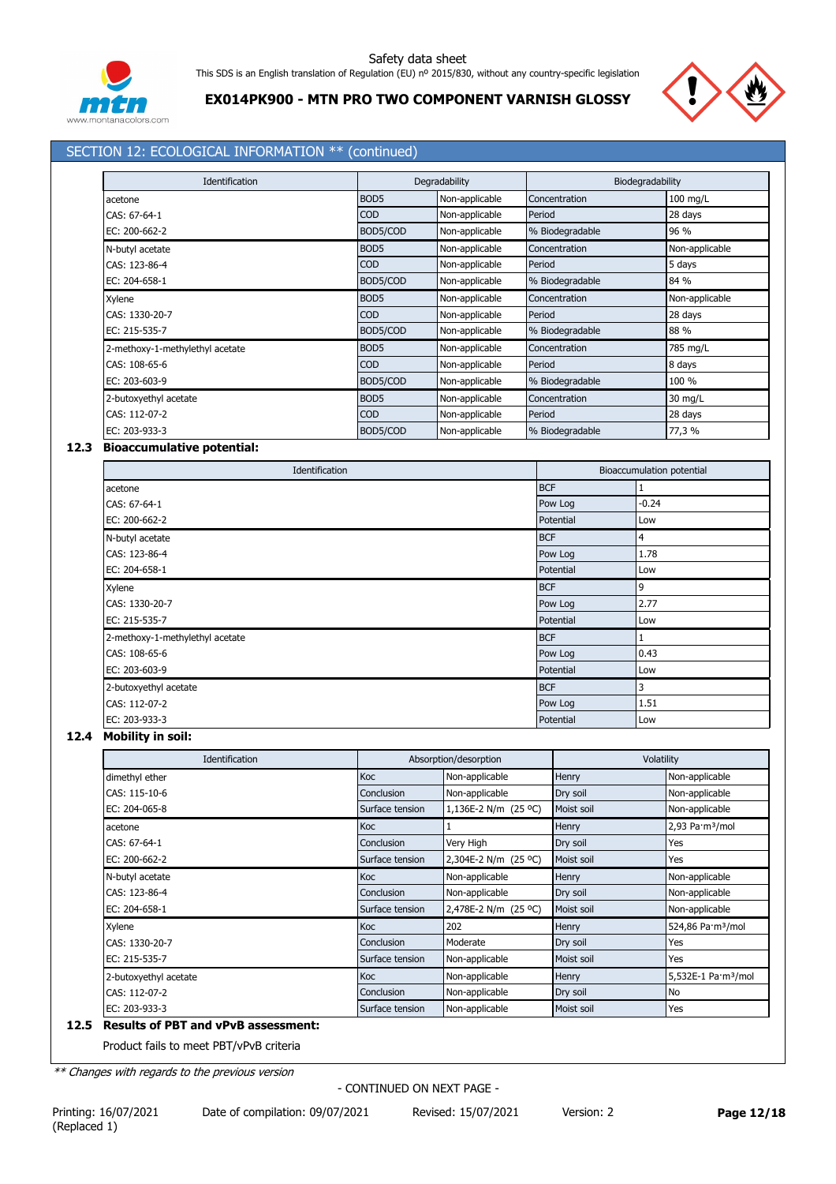## SECTION 12: ECOLOGICAL INFORMATION ** (continued)

| Identification | Degradability | | Biodegradability | |
|---|---|---|---|---|
| acetone | BOD5 | Non-applicable | Concentration | 100 mg/L |
| CAS: 67-64-1 | COD | Non-applicable | Period | 28 days |
| EC: 200-662-2 | BOD5/COD | Non-applicable | % Biodegradable | 96 % |
| N-butyl acetate | BOD5 | Non-applicable | Concentration | Non-applicable |
| CAS: 123-86-4 | COD | Non-applicable | Period | 5 days |
| EC: 204-658-1 | BOD5/COD | Non-applicable | % Biodegradable | 84 % |
| Xylene | BOD5 | Non-applicable | Concentration | Non-applicable |
| CAS: 1330-20-7 | COD | Non-applicable | Period | 28 days |
| EC: 215-535-7 | BOD5/COD | Non-applicable | % Biodegradable | 88 % |
| 2-methoxy-1-methylethyl acetate | BOD5 | Non-applicable | Concentration | 785 mg/L |
| CAS: 108-65-6 | COD | Non-applicable | Period | 8 days |
| EC: 203-603-9 | BOD5/COD | Non-applicable | % Biodegradable | 100 % |
| 2-butoxyethyl acetate | BOD5 | Non-applicable | Concentration | 30 mg/L |
| CAS: 112-07-2 | COD | Non-applicable | Period | 28 days |
| EC: 203-933-3 | BOD5/COD | Non-applicable | % Biodegradable | 77,3 % |

### 12.3 Bioaccumulative potential:

| Identification | Bioaccumulation potential | |
|---|---|---|
| acetone | BCF | 1 |
| CAS: 67-64-1 | Pow Log | -0.24 |
| EC: 200-662-2 | Potential | Low |
| N-butyl acetate | BCF | 4 |
| CAS: 123-86-4 | Pow Log | 1.78 |
| EC: 204-658-1 | Potential | Low |
| Xylene | BCF | 9 |
| CAS: 1330-20-7 | Pow Log | 2.77 |
| EC: 215-535-7 | Potential | Low |
| 2-methoxy-1-methylethyl acetate | BCF | 1 |
| CAS: 108-65-6 | Pow Log | 0.43 |
| EC: 203-603-9 | Potential | Low |
| 2-butoxyethyl acetate | BCF | 3 |
| CAS: 112-07-2 | Pow Log | 1.51 |
| EC: 203-933-3 | Potential | Low |

### 12.4 Mobility in soil:

| Identification | Absorption/desorption | | Volatility | |
|---|---|---|---|---|
| dimethyl ether | Koc | Non-applicable | Henry | Non-applicable |
| CAS: 115-10-6 | Conclusion | Non-applicable | Dry soil | Non-applicable |
| EC: 204-065-8 | Surface tension | 1,136E-2 N/m (25 ºC) | Moist soil | Non-applicable |
| acetone | Koc | 1 | Henry | 2,93 Pa·m³/mol |
| CAS: 67-64-1 | Conclusion | Very High | Dry soil | Yes |
| EC: 200-662-2 | Surface tension | 2,304E-2 N/m (25 ºC) | Moist soil | Yes |
| N-butyl acetate | Koc | Non-applicable | Henry | Non-applicable |
| CAS: 123-86-4 | Conclusion | Non-applicable | Dry soil | Non-applicable |
| EC: 204-658-1 | Surface tension | 2,478E-2 N/m (25 ºC) | Moist soil | Non-applicable |
| Xylene | Koc | 202 | Henry | 524,86 Pa·m³/mol |
| CAS: 1330-20-7 | Conclusion | Moderate | Dry soil | Yes |
| EC: 215-535-7 | Surface tension | Non-applicable | Moist soil | Yes |
| 2-butoxyethyl acetate | Koc | Non-applicable | Henry | 5,532E-1 Pa·m³/mol |
| CAS: 112-07-2 | Conclusion | Non-applicable | Dry soil | No |
| EC: 203-933-3 | Surface tension | Non-applicable | Moist soil | Yes |

### 12.5 Results of PBT and vPvB assessment:

Product fails to meet PBT/vPvB criteria

*** Changes with regards to the previous version*

- CONTINUED ON NEXT PAGE -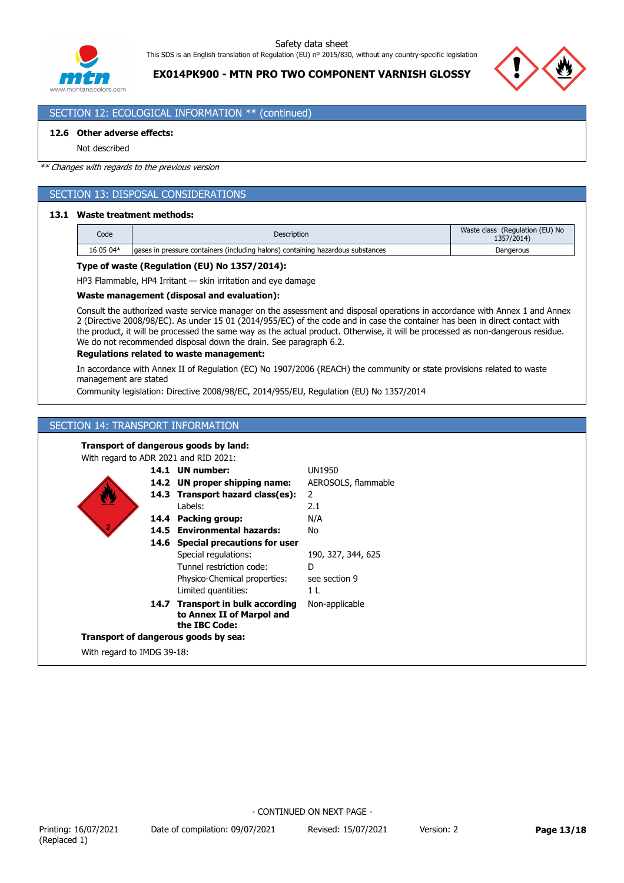## SECTION 12: ECOLOGICAL INFORMATION ** (continued)

**12.6 Other adverse effects:**

Not described

*** Changes with regards to the previous version*

## SECTION 13: DISPOSAL CONSIDERATIONS

**13.1 Waste treatment methods:**

| Code | Description | Waste class (Regulation (EU) No 1357/2014) |
|---|---|---|
| 16 05 04* | gases in pressure containers (including halons) containing hazardous substances | Dangerous |

**Type of waste (Regulation (EU) No 1357/2014):**

HP3 Flammable, HP4 Irritant — skin irritation and eye damage

**Waste management (disposal and evaluation):**

Consult the authorized waste service manager on the assessment and disposal operations in accordance with Annex 1 and Annex 2 (Directive 2008/98/EC). As under 15 01 (2014/955/EC) of the code and in case the container has been in direct contact with the product, it will be processed the same way as the actual product. Otherwise, it will be processed as non-dangerous residue. We do not recommended disposal down the drain. See paragraph 6.2.

**Regulations related to waste management:**

In accordance with Annex II of Regulation (EC) No 1907/2006 (REACH) the community or state provisions related to waste management are stated

Community legislation: Directive 2008/98/EC, 2014/955/EU, Regulation (EU) No 1357/2014

## SECTION 14: TRANSPORT INFORMATION

**Transport of dangerous goods by land:**

With regard to ADR 2021 and RID 2021:

| | |
|---|---|
| **14.1 UN number:** | UN1950 |
| **14.2 UN proper shipping name:** | AEROSOLS, flammable |
| **14.3 Transport hazard class(es):** | 2 |
| Labels: | 2.1 |
| **14.4 Packing group:** | N/A |
| **14.5 Environmental hazards:** | No |
| **14.6 Special precautions for user** | |
| Special regulations: | 190, 327, 344, 625 |
| Tunnel restriction code: | D |
| Physico-Chemical properties: | see section 9 |
| Limited quantities: | 1 L |
| **14.7 Transport in bulk according to Annex II of Marpol and the IBC Code:** | Non-applicable |

**Transport of dangerous goods by sea:**

With regard to IMDG 39-18: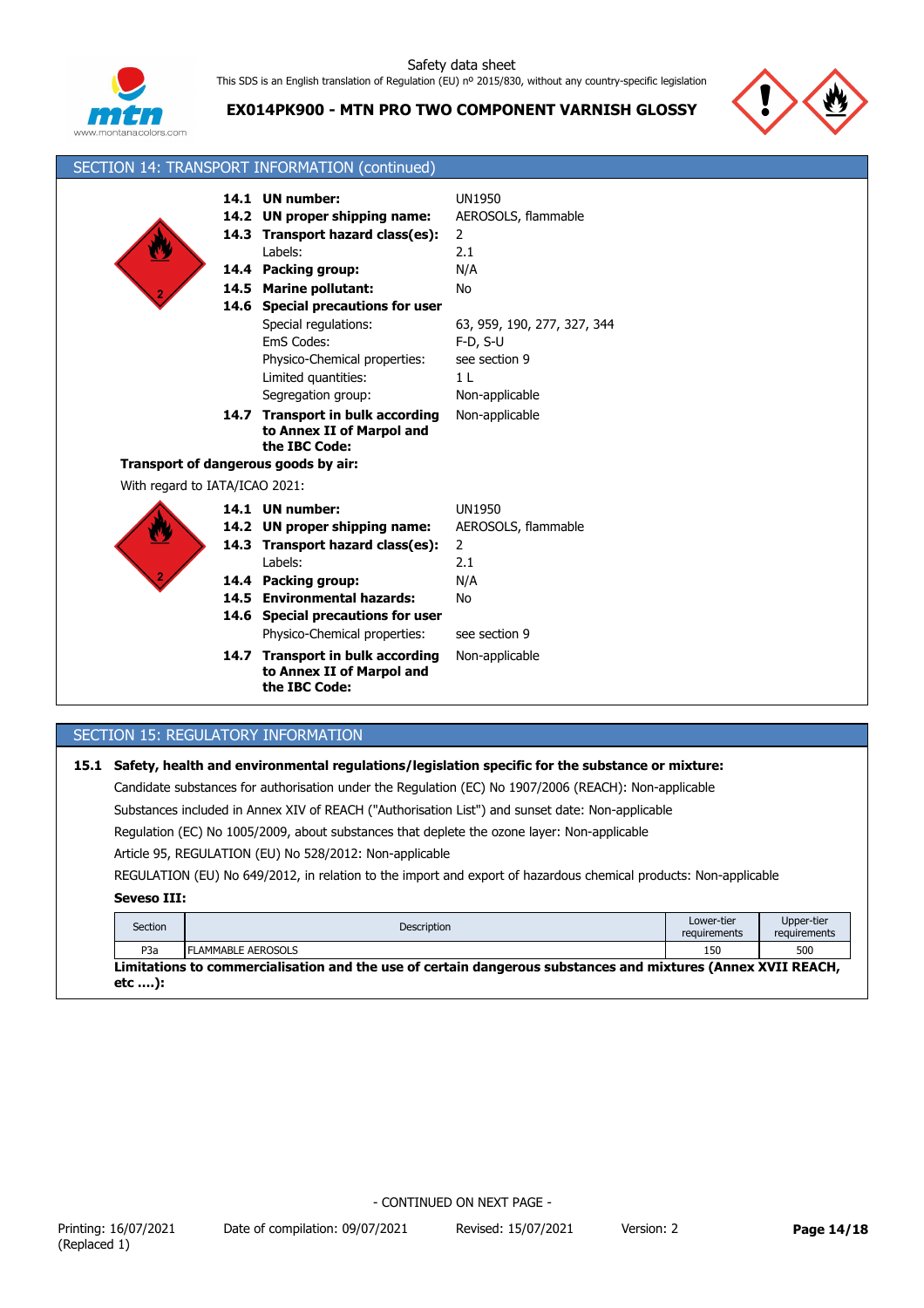## SECTION 14: TRANSPORT INFORMATION (continued)

**14.1 UN number:** UN1950
**14.2 UN proper shipping name:** AEROSOLS, flammable
**14.3 Transport hazard class(es):** 2
Labels: 2.1
**14.4 Packing group:** N/A
**14.5 Marine pollutant:** No
**14.6 Special precautions for user**
Special regulations: 63, 959, 190, 277, 327, 344
EmS Codes: F-D, S-U
Physico-Chemical properties: see section 9
Limited quantities: 1 L
Segregation group: Non-applicable
**14.7 Transport in bulk according to Annex II of Marpol and the IBC Code:** Non-applicable

**Transport of dangerous goods by air:**

With regard to IATA/ICAO 2021:

**14.1 UN number:** UN1950
**14.2 UN proper shipping name:** AEROSOLS, flammable
**14.3 Transport hazard class(es):** 2
Labels: 2.1
**14.4 Packing group:** N/A
**14.5 Environmental hazards:** No
**14.6 Special precautions for user**
Physico-Chemical properties: see section 9
**14.7 Transport in bulk according to Annex II of Marpol and the IBC Code:** Non-applicable

## SECTION 15: REGULATORY INFORMATION

**15.1 Safety, health and environmental regulations/legislation specific for the substance or mixture:**

Candidate substances for authorisation under the Regulation (EC) No 1907/2006 (REACH): Non-applicable

Substances included in Annex XIV of REACH ("Authorisation List") and sunset date: Non-applicable

Regulation (EC) No 1005/2009, about substances that deplete the ozone layer: Non-applicable

Article 95, REGULATION (EU) No 528/2012: Non-applicable

REGULATION (EU) No 649/2012, in relation to the import and export of hazardous chemical products: Non-applicable

**Seveso III:**

| Section | Description | Lower-tier requirements | Upper-tier requirements |
|---|---|---|---|
| P3a | FLAMMABLE AEROSOLS | 150 | 500 |

**Limitations to commercialisation and the use of certain dangerous substances and mixtures (Annex XVII REACH, etc ….):**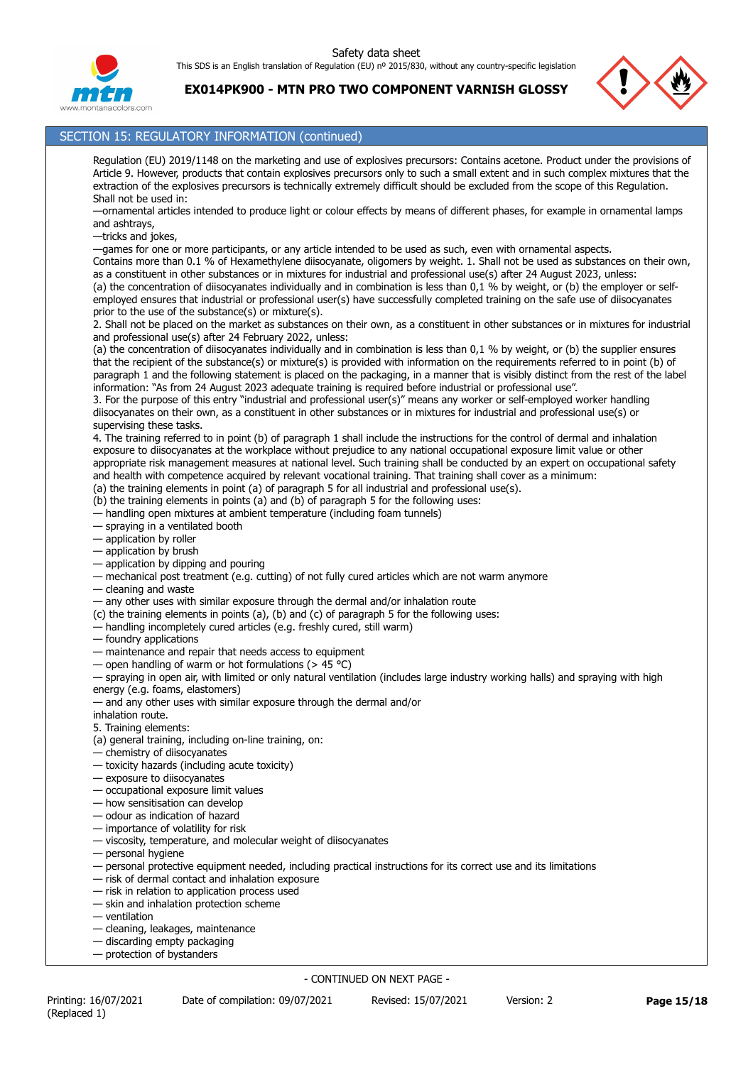## SECTION 15: REGULATORY INFORMATION (continued)

Regulation (EU) 2019/1148 on the marketing and use of explosives precursors: Contains acetone. Product under the provisions of Article 9. However, products that contain explosives precursors only to such a small extent and in such complex mixtures that the extraction of the explosives precursors is technically extremely difficult should be excluded from the scope of this Regulation.
Shall not be used in:
—ornamental articles intended to produce light or colour effects by means of different phases, for example in ornamental lamps and ashtrays,
—tricks and jokes,
—games for one or more participants, or any article intended to be used as such, even with ornamental aspects.
Contains more than 0.1 % of Hexamethylene diisocyanate, oligomers by weight. 1. Shall not be used as substances on their own, as a constituent in other substances or in mixtures for industrial and professional use(s) after 24 August 2023, unless:
(a) the concentration of diisocyanates individually and in combination is less than 0,1 % by weight, or (b) the employer or self-employed ensures that industrial or professional user(s) have successfully completed training on the safe use of diisocyanates prior to the use of the substance(s) or mixture(s).
2. Shall not be placed on the market as substances on their own, as a constituent in other substances or in mixtures for industrial and professional use(s) after 24 February 2022, unless:
(a) the concentration of diisocyanates individually and in combination is less than 0,1 % by weight, or (b) the supplier ensures that the recipient of the substance(s) or mixture(s) is provided with information on the requirements referred to in point (b) of paragraph 1 and the following statement is placed on the packaging, in a manner that is visibly distinct from the rest of the label information: "As from 24 August 2023 adequate training is required before industrial or professional use".
3. For the purpose of this entry "industrial and professional user(s)" means any worker or self-employed worker handling diisocyanates on their own, as a constituent in other substances or in mixtures for industrial and professional use(s) or supervising these tasks.
4. The training referred to in point (b) of paragraph 1 shall include the instructions for the control of dermal and inhalation exposure to diisocyanates at the workplace without prejudice to any national occupational exposure limit value or other appropriate risk management measures at national level. Such training shall be conducted by an expert on occupational safety and health with competence acquired by relevant vocational training. That training shall cover as a minimum:
(a) the training elements in point (a) of paragraph 5 for all industrial and professional use(s).
(b) the training elements in points (a) and (b) of paragraph 5 for the following uses:
— handling open mixtures at ambient temperature (including foam tunnels)
— spraying in a ventilated booth
— application by roller
— application by brush
— application by dipping and pouring
— mechanical post treatment (e.g. cutting) of not fully cured articles which are not warm anymore
— cleaning and waste
— any other uses with similar exposure through the dermal and/or inhalation route
(c) the training elements in points (a), (b) and (c) of paragraph 5 for the following uses:
— handling incompletely cured articles (e.g. freshly cured, still warm)
— foundry applications
— maintenance and repair that needs access to equipment
— open handling of warm or hot formulations (> 45 °C)
— spraying in open air, with limited or only natural ventilation (includes large industry working halls) and spraying with high energy (e.g. foams, elastomers)
— and any other uses with similar exposure through the dermal and/or inhalation route.
5. Training elements:
(a) general training, including on-line training, on:
— chemistry of diisocyanates
— toxicity hazards (including acute toxicity)
— exposure to diisocyanates
— occupational exposure limit values
— how sensitisation can develop
— odour as indication of hazard
— importance of volatility for risk
— viscosity, temperature, and molecular weight of diisocyanates
— personal hygiene
— personal protective equipment needed, including practical instructions for its correct use and its limitations
— risk of dermal contact and inhalation exposure
— risk in relation to application process used
— skin and inhalation protection scheme
— ventilation
— cleaning, leakages, maintenance
— discarding empty packaging
— protection of bystanders

- CONTINUED ON NEXT PAGE -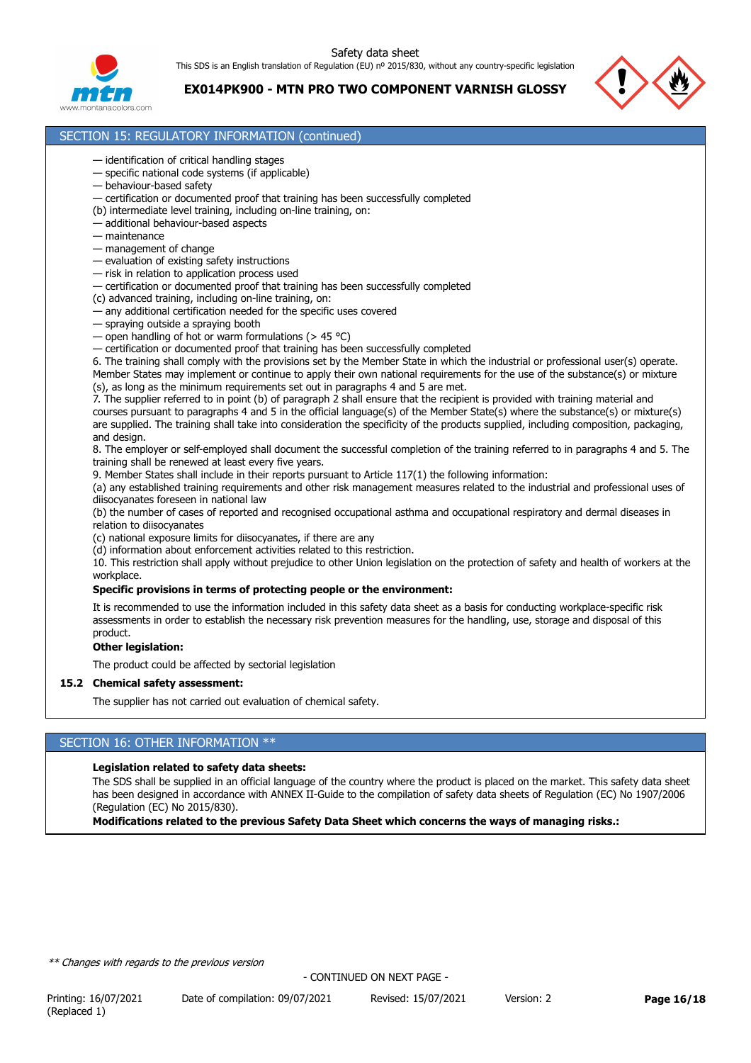## SECTION 15: REGULATORY INFORMATION (continued)

— identification of critical handling stages
— specific national code systems (if applicable)
— behaviour-based safety
— certification or documented proof that training has been successfully completed
(b) intermediate level training, including on-line training, on:
— additional behaviour-based aspects
— maintenance
— management of change
— evaluation of existing safety instructions
— risk in relation to application process used
— certification or documented proof that training has been successfully completed
(c) advanced training, including on-line training, on:
— any additional certification needed for the specific uses covered
— spraying outside a spraying booth
— open handling of hot or warm formulations (> 45 °C)
— certification or documented proof that training has been successfully completed

6. The training shall comply with the provisions set by the Member State in which the industrial or professional user(s) operate. Member States may implement or continue to apply their own national requirements for the use of the substance(s) or mixture (s), as long as the minimum requirements set out in paragraphs 4 and 5 are met.

7. The supplier referred to in point (b) of paragraph 2 shall ensure that the recipient is provided with training material and courses pursuant to paragraphs 4 and 5 in the official language(s) of the Member State(s) where the substance(s) or mixture(s) are supplied. The training shall take into consideration the specificity of the products supplied, including composition, packaging, and design.

8. The employer or self-employed shall document the successful completion of the training referred to in paragraphs 4 and 5. The training shall be renewed at least every five years.

9. Member States shall include in their reports pursuant to Article 117(1) the following information:
(a) any established training requirements and other risk management measures related to the industrial and professional uses of diisocyanates foreseen in national law
(b) the number of cases of reported and recognised occupational asthma and occupational respiratory and dermal diseases in relation to diisocyanates
(c) national exposure limits for diisocyanates, if there are any
(d) information about enforcement activities related to this restriction.

10. This restriction shall apply without prejudice to other Union legislation on the protection of safety and health of workers at the workplace.

**Specific provisions in terms of protecting people or the environment:**

It is recommended to use the information included in this safety data sheet as a basis for conducting workplace-specific risk assessments in order to establish the necessary risk prevention measures for the handling, use, storage and disposal of this product.

**Other legislation:**

The product could be affected by sectorial legislation

### 15.2 Chemical safety assessment:

The supplier has not carried out evaluation of chemical safety.

## SECTION 16: OTHER INFORMATION **

**Legislation related to safety data sheets:**

The SDS shall be supplied in an official language of the country where the product is placed on the market. This safety data sheet has been designed in accordance with ANNEX II-Guide to the compilation of safety data sheets of Regulation (EC) No 1907/2006 (Regulation (EC) No 2015/830).

**Modifications related to the previous Safety Data Sheet which concerns the ways of managing risks.:**

*** Changes with regards to the previous version*

- CONTINUED ON NEXT PAGE -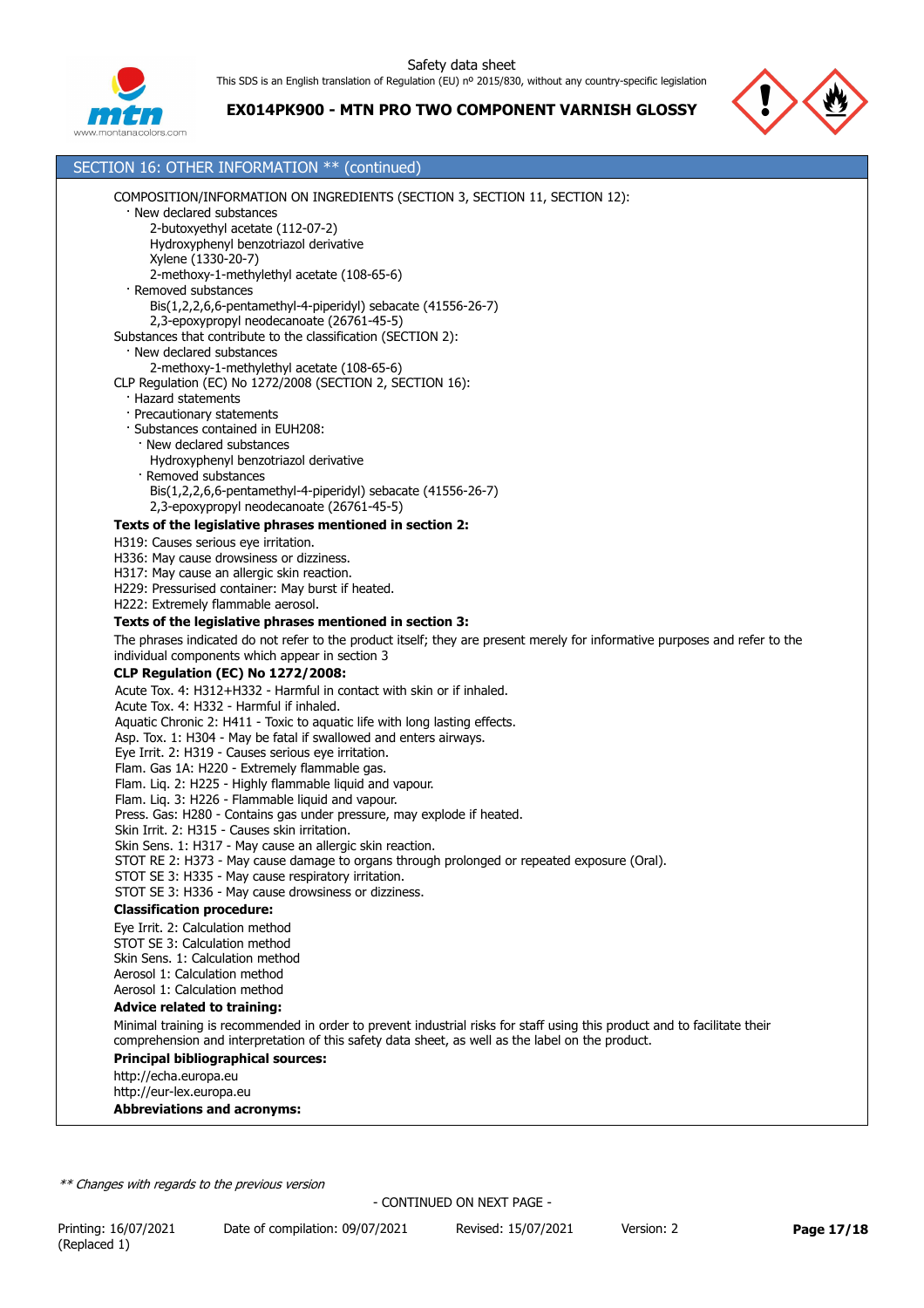## SECTION 16: OTHER INFORMATION ** (continued)

COMPOSITION/INFORMATION ON INGREDIENTS (SECTION 3, SECTION 11, SECTION 12):

- New declared substances
  - 2-butoxyethyl acetate (112-07-2)
  - Hydroxyphenyl benzotriazol derivative
  - Xylene (1330-20-7)
  - 2-methoxy-1-methylethyl acetate (108-65-6)
- Removed substances
  - Bis(1,2,2,6,6-pentamethyl-4-piperidyl) sebacate (41556-26-7)
  - 2,3-epoxypropyl neodecanoate (26761-45-5)

Substances that contribute to the classification (SECTION 2):

- New declared substances
  - 2-methoxy-1-methylethyl acetate (108-65-6)

CLP Regulation (EC) No 1272/2008 (SECTION 2, SECTION 16):

- Hazard statements
- Precautionary statements
- Substances contained in EUH208:
  - New declared substances
    - Hydroxyphenyl benzotriazol derivative
  - Removed substances
    - Bis(1,2,2,6,6-pentamethyl-4-piperidyl) sebacate (41556-26-7)
    - 2,3-epoxypropyl neodecanoate (26761-45-5)

**Texts of the legislative phrases mentioned in section 2:**

H319: Causes serious eye irritation.
H336: May cause drowsiness or dizziness.
H317: May cause an allergic skin reaction.
H229: Pressurised container: May burst if heated.
H222: Extremely flammable aerosol.

**Texts of the legislative phrases mentioned in section 3:**

The phrases indicated do not refer to the product itself; they are present merely for informative purposes and refer to the individual components which appear in section 3

**CLP Regulation (EC) No 1272/2008:**

Acute Tox. 4: H312+H332 - Harmful in contact with skin or if inhaled.
Acute Tox. 4: H332 - Harmful if inhaled.
Aquatic Chronic 2: H411 - Toxic to aquatic life with long lasting effects.
Asp. Tox. 1: H304 - May be fatal if swallowed and enters airways.
Eye Irrit. 2: H319 - Causes serious eye irritation.
Flam. Gas 1A: H220 - Extremely flammable gas.
Flam. Liq. 2: H225 - Highly flammable liquid and vapour.
Flam. Liq. 3: H226 - Flammable liquid and vapour.
Press. Gas: H280 - Contains gas under pressure, may explode if heated.
Skin Irrit. 2: H315 - Causes skin irritation.
Skin Sens. 1: H317 - May cause an allergic skin reaction.
STOT RE 2: H373 - May cause damage to organs through prolonged or repeated exposure (Oral).
STOT SE 3: H335 - May cause respiratory irritation.
STOT SE 3: H336 - May cause drowsiness or dizziness.

**Classification procedure:**

Eye Irrit. 2: Calculation method
STOT SE 3: Calculation method
Skin Sens. 1: Calculation method
Aerosol 1: Calculation method
Aerosol 1: Calculation method

**Advice related to training:**

Minimal training is recommended in order to prevent industrial risks for staff using this product and to facilitate their comprehension and interpretation of this safety data sheet, as well as the label on the product.

**Principal bibliographical sources:**

http://echa.europa.eu
http://eur-lex.europa.eu

**Abbreviations and acronyms:**

*** Changes with regards to the previous version*

- CONTINUED ON NEXT PAGE -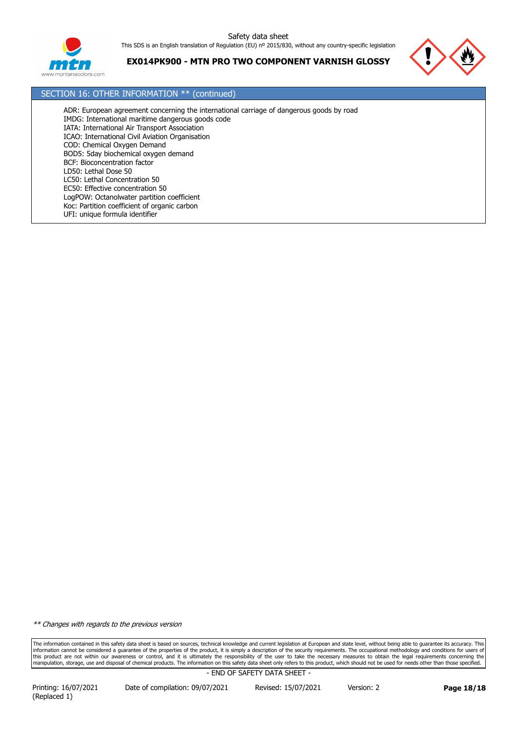## SECTION 16: OTHER INFORMATION ** (continued)

ADR: European agreement concerning the international carriage of dangerous goods by road
IMDG: International maritime dangerous goods code
IATA: International Air Transport Association
ICAO: International Civil Aviation Organisation
COD: Chemical Oxygen Demand
BOD5: 5day biochemical oxygen demand
BCF: Bioconcentration factor
LD50: Lethal Dose 50
LC50: Lethal Concentration 50
EC50: Effective concentration 50
LogPOW: Octanolwater partition coefficient
Koc: Partition coefficient of organic carbon
UFI: unique formula identifier

*** Changes with regards to the previous version*

The information contained in this safety data sheet is based on sources, technical knowledge and current legislation at European and state level, without being able to guarantee its accuracy. This information cannot be considered a guarantee of the properties of the product, it is simply a description of the security requirements. The occupational methodology and conditions for users of this product are not within our awareness or control, and it is ultimately the responsibility of the user to take the necessary measures to obtain the legal requirements concerning the manipulation, storage, use and disposal of chemical products. The information on this safety data sheet only refers to this product, which should not be used for needs other than those specified.

- END OF SAFETY DATA SHEET -